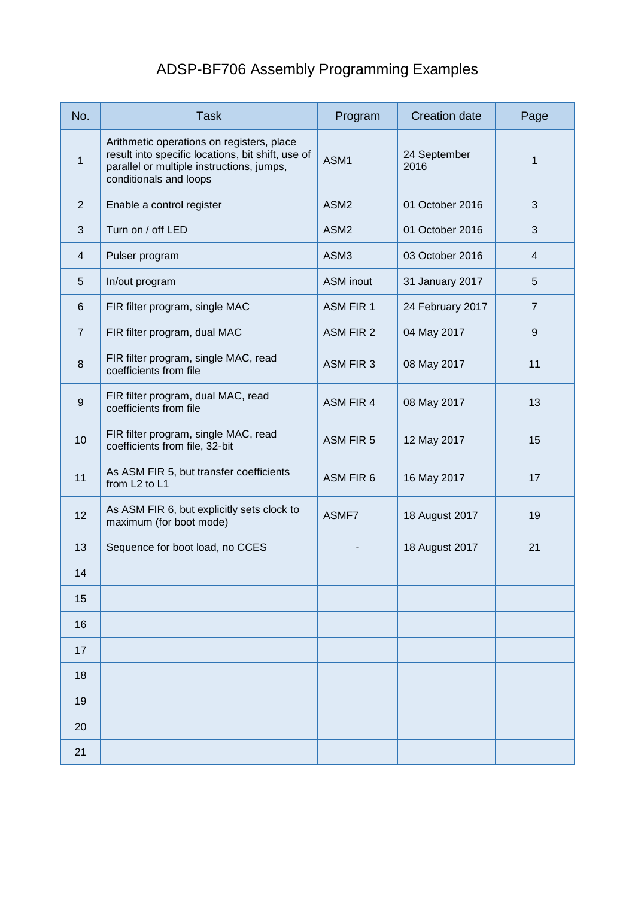# ADSP-BF706 Assembly Programming Examples

| No. | Task | Program | Creation date | Page |
|---|---|---|---|---|
| 1 | Arithmetic operations on registers, place result into specific locations, bit shift, use of parallel or multiple instructions, jumps, conditionals and loops | ASM1 | 24 September 2016 | 1 |
| 2 | Enable a control register | ASM2 | 01 October 2016 | 3 |
| 3 | Turn on / off LED | ASM2 | 01 October 2016 | 3 |
| 4 | Pulser program | ASM3 | 03 October 2016 | 4 |
| 5 | In/out program | ASM inout | 31 January 2017 | 5 |
| 6 | FIR filter program, single MAC | ASM FIR 1 | 24 February 2017 | 7 |
| 7 | FIR filter program, dual MAC | ASM FIR 2 | 04 May 2017 | 9 |
| 8 | FIR filter program, single MAC, read coefficients from file | ASM FIR 3 | 08 May 2017 | 11 |
| 9 | FIR filter program, dual MAC, read coefficients from file | ASM FIR 4 | 08 May 2017 | 13 |
| 10 | FIR filter program, single MAC, read coefficients from file, 32-bit | ASM FIR 5 | 12 May 2017 | 15 |
| 11 | As ASM FIR 5, but transfer coefficients from L2 to L1 | ASM FIR 6 | 16 May 2017 | 17 |
| 12 | As ASM FIR 6, but explicitly sets clock to maximum (for boot mode) | ASMF7 | 18 August 2017 | 19 |
| 13 | Sequence for boot load, no CCES | - | 18 August 2017 | 21 |
| 14 | | | | |
| 15 | | | | |
| 16 | | | | |
| 17 | | | | |
| 18 | | | | |
| 19 | | | | |
| 20 | | | | |
| 21 | | | | |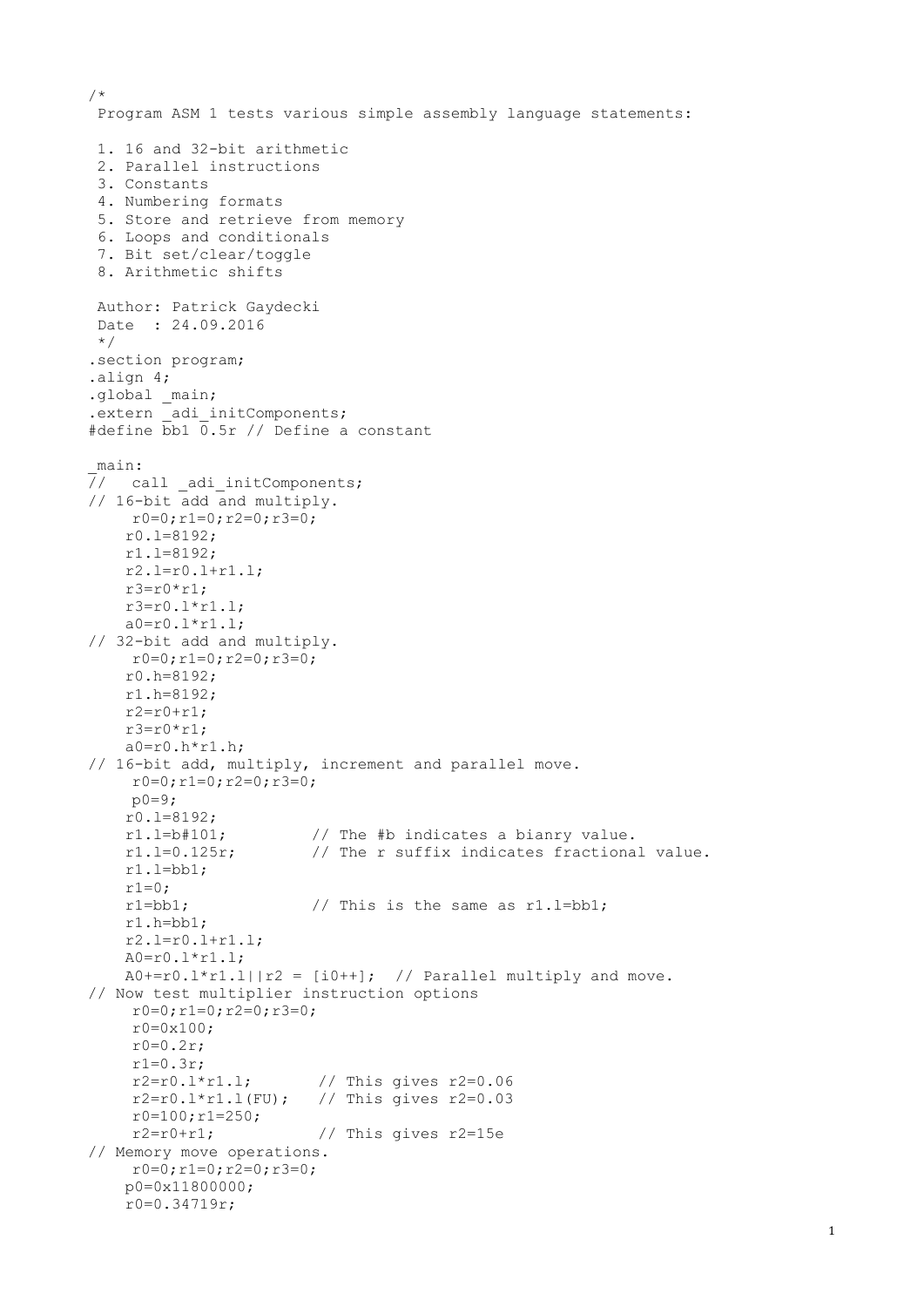```
/*
 Program ASM 1 tests various simple assembly language statements:

 1. 16 and 32-bit arithmetic
 2. Parallel instructions
 3. Constants
 4. Numbering formats
 5. Store and retrieve from memory
 6. Loops and conditionals
 7. Bit set/clear/toggle
 8. Arithmetic shifts

 Author: Patrick Gaydecki
 Date  : 24.09.2016
 */
.section program;
.align 4;
.global _main;
.extern _adi_initComponents;
#define bb1 0.5r // Define a constant

_main:
//   call _adi_initComponents;
// 16-bit add and multiply.
     r0=0;r1=0;r2=0;r3=0;
    r0.l=8192;
    r1.l=8192;
    r2.l=r0.l+r1.l;
    r3=r0*r1;
    r3=r0.l*r1.l;
    a0=r0.l*r1.l;
// 32-bit add and multiply.
     r0=0;r1=0;r2=0;r3=0;
    r0.h=8192;
    r1.h=8192;
    r2=r0+r1;
    r3=r0*r1;
    a0=r0.h*r1.h;
// 16-bit add, multiply, increment and parallel move.
     r0=0;r1=0;r2=0;r3=0;
     p0=9;
    r0.l=8192;
    r1.l=b#101;         // The #b indicates a bianry value.
    r1.l=0.125r;        // The r suffix indicates fractional value.
    r1.l=bb1;
    r1=0;
    r1=bb1;             // This is the same as r1.l=bb1;
    r1.h=bb1;
    r2.l=r0.l+r1.l;
    A0=r0.l*r1.l;
    A0+=r0.l*r1.l||r2 = [i0++];  // Parallel multiply and move.
// Now test multiplier instruction options
     r0=0;r1=0;r2=0;r3=0;
     r0=0x100;
     r0=0.2r;
     r1=0.3r;
     r2=r0.l*r1.l;       // This gives r2=0.06
     r2=r0.l*r1.l(FU);   // This gives r2=0.03
     r0=100;r1=250;
     r2=r0+r1;           // This gives r2=15e
// Memory move operations.
     r0=0;r1=0;r2=0;r3=0;
    p0=0x11800000;
     r0=0.34719r;
```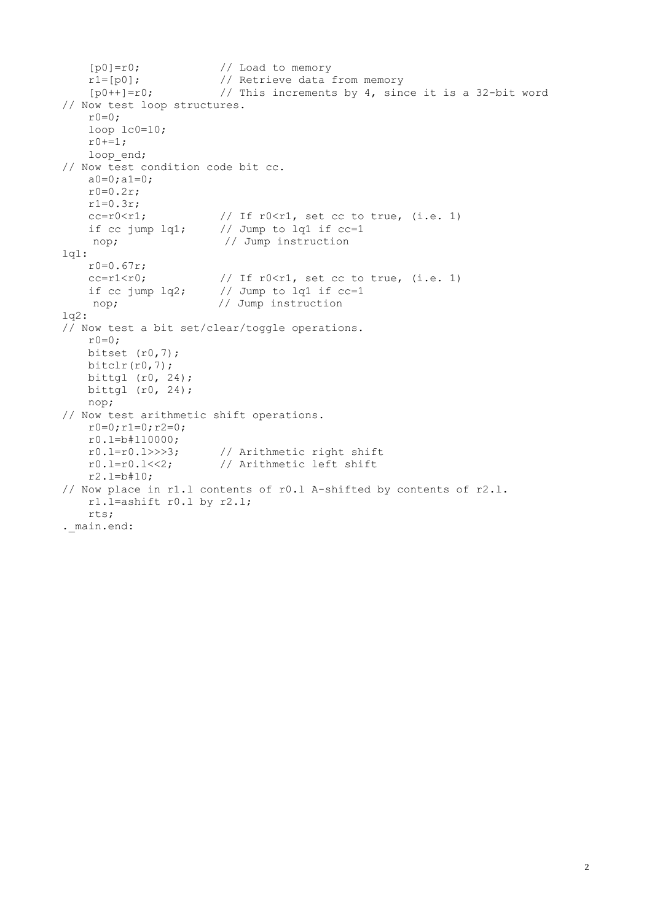```
    [p0]=r0;            // Load to memory
    r1=[p0];            // Retrieve data from memory
    [p0++]=r0;          // This increments by 4, since it is a 32-bit word
// Now test loop structures.
    r0=0;
    loop lc0=10;
    r0+=1;
    loop_end;
// Now test condition code bit cc.
    a0=0;a1=0;
    r0=0.2r;
    r1=0.3r;
    cc=r0<r1;           // If r0<r1, set cc to true, (i.e. 1)
    if cc jump lq1;     // Jump to lq1 if cc=1
     nop;                // Jump instruction
lq1:
    r0=0.67r;
    cc=r1<r0;           // If r0<r1, set cc to true, (i.e. 1)
    if cc jump lq2;     // Jump to lq1 if cc=1
     nop;               // Jump instruction
lq2:
// Now test a bit set/clear/toggle operations.
    r0=0;
    bitset (r0,7);
    bitclr(r0,7);
    bittgl (r0, 24);
    bittgl (r0, 24);
    nop;
// Now test arithmetic shift operations.
    r0=0;r1=0;r2=0;
    r0.l=b#110000;
    r0.l=r0.l>>>3;      // Arithmetic right shift
    r0.l=r0.l<<2;       // Arithmetic left shift
    r2.l=b#10;
// Now place in r1.l contents of r0.l A-shifted by contents of r2.l.
    r1.l=ashift r0.l by r2.l;
    rts;
._main.end:
```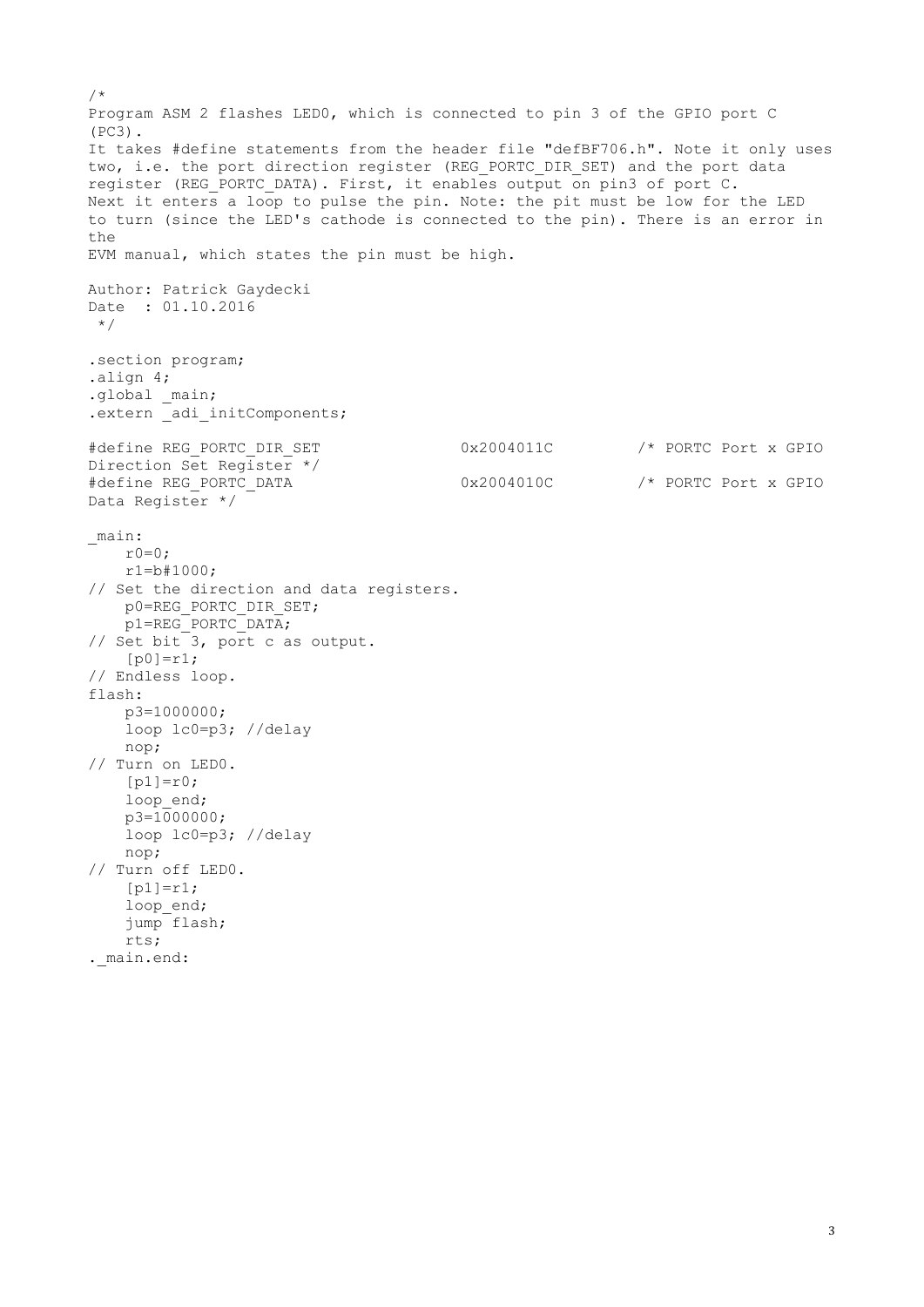```
/*
Program ASM 2 flashes LED0, which is connected to pin 3 of the GPIO port C
(PC3).
It takes #define statements from the header file "defBF706.h". Note it only uses
two, i.e. the port direction register (REG_PORTC_DIR_SET) and the port data
register (REG_PORTC_DATA). First, it enables output on pin3 of port C.
Next it enters a loop to pulse the pin. Note: the pit must be low for the LED
to turn (since the LED's cathode is connected to the pin). There is an error in
the
EVM manual, which states the pin must be high.

Author: Patrick Gaydecki
Date  : 01.10.2016
 */

.section program;
.align 4;
.global _main;
.extern _adi_initComponents;

#define REG_PORTC_DIR_SET              0x2004011C         /* PORTC Port x GPIO
Direction Set Register */
#define REG_PORTC_DATA                 0x2004010C         /* PORTC Port x GPIO
Data Register */

_main:
    r0=0;
    r1=b#1000;
// Set the direction and data registers.
    p0=REG_PORTC_DIR_SET;
    p1=REG_PORTC_DATA;
// Set bit 3, port c as output.
    [p0]=r1;
// Endless loop.
flash:
    p3=1000000;
    loop lc0=p3; //delay
    nop;
// Turn on LED0.
    [p1]=r0;
    loop_end;
    p3=1000000;
    loop lc0=p3; //delay
    nop;
// Turn off LED0.
    [p1]=r1;
    loop_end;
    jump flash;
    rts;
._main.end:
```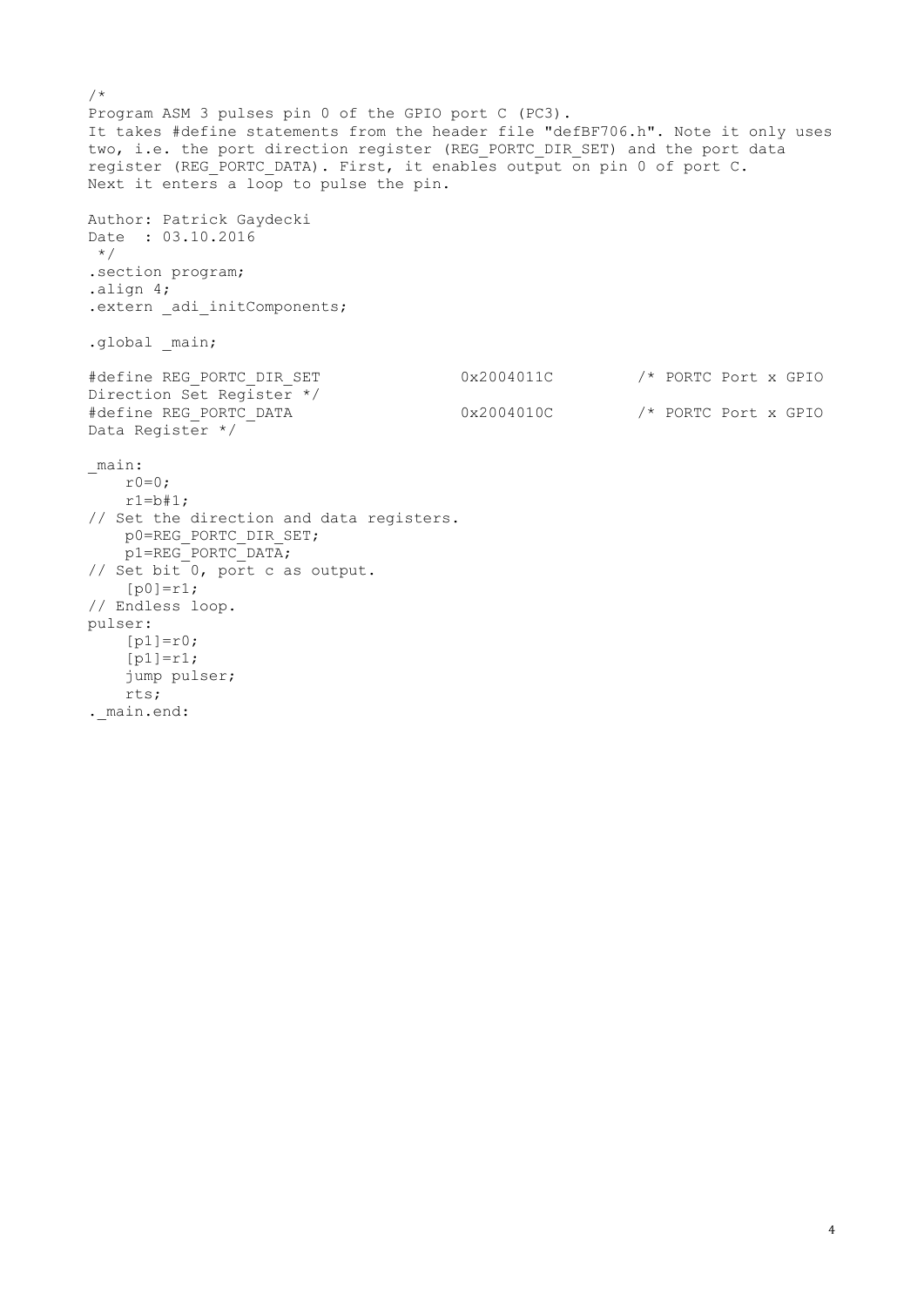```
/*
Program ASM 3 pulses pin 0 of the GPIO port C (PC3).
It takes #define statements from the header file "defBF706.h". Note it only uses
two, i.e. the port direction register (REG_PORTC_DIR_SET) and the port data
register (REG_PORTC_DATA). First, it enables output on pin 0 of port C.
Next it enters a loop to pulse the pin.

Author: Patrick Gaydecki
Date  : 03.10.2016
 */
.section program;
.align 4;
.extern _adi_initComponents;

.global _main;

#define REG_PORTC_DIR_SET              0x2004011C         /* PORTC Port x GPIO
Direction Set Register */
#define REG_PORTC_DATA                 0x2004010C         /* PORTC Port x GPIO
Data Register */

_main:
    r0=0;
    r1=b#1;
// Set the direction and data registers.
    p0=REG_PORTC_DIR_SET;
    p1=REG_PORTC_DATA;
// Set bit 0, port c as output.
    [p0]=r1;
// Endless loop.
pulser:
    [p1]=r0;
    [p1]=r1;
    jump pulser;
    rts;
._main.end:
```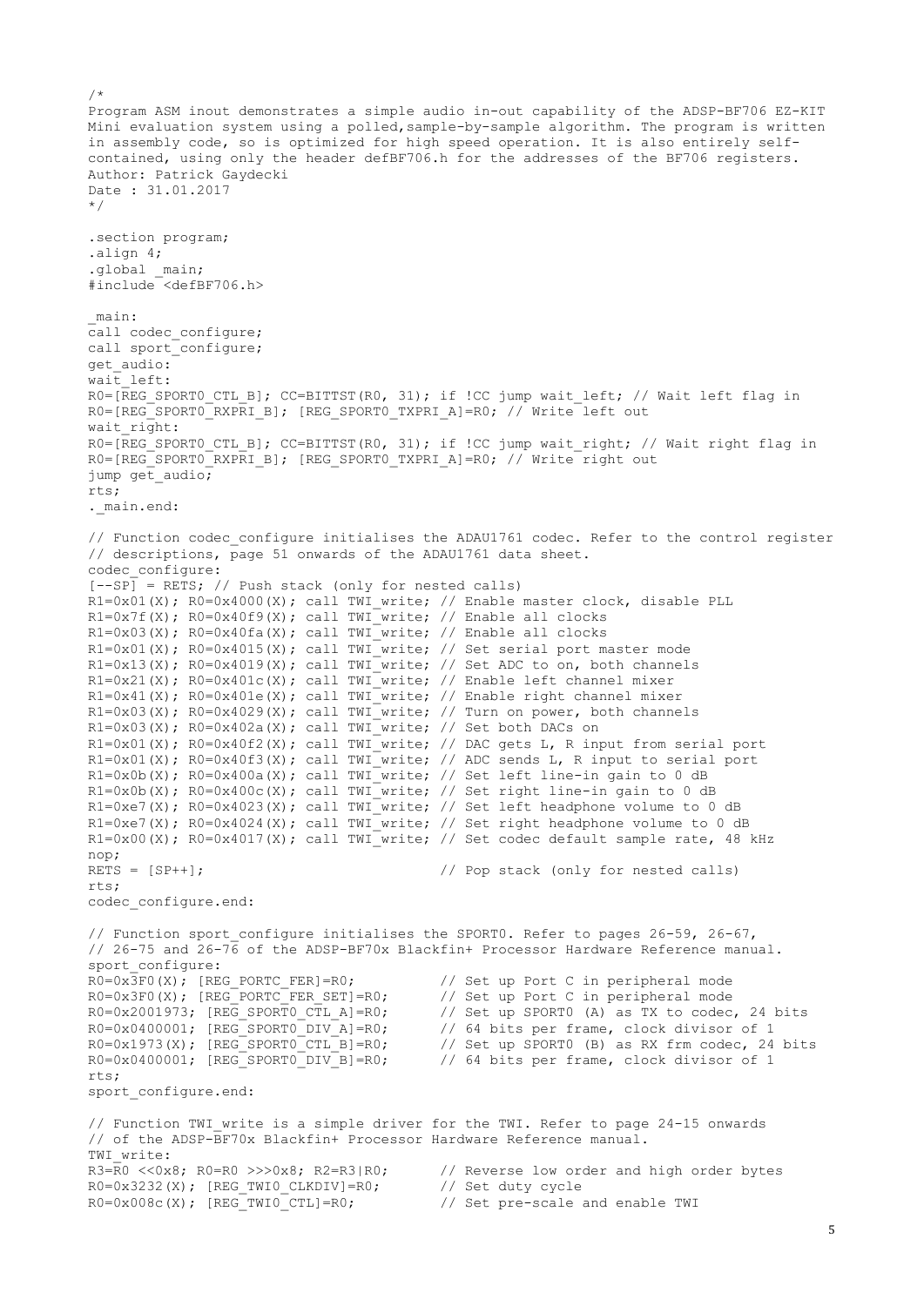```
/*
Program ASM inout demonstrates a simple audio in-out capability of the ADSP-BF706 EZ-KIT
Mini evaluation system using a polled,sample-by-sample algorithm. The program is written
in assembly code, so is optimized for high speed operation. It is also entirely self-
contained, using only the header defBF706.h for the addresses of the BF706 registers.
Author: Patrick Gaydecki
Date : 31.01.2017
*/

.section program;
.align 4;
.global _main;
#include <defBF706.h>

_main:
call codec_configure;
call sport_configure;
get_audio:
wait_left:
R0=[REG_SPORT0_CTL_B]; CC=BITTST(R0, 31); if !CC jump wait_left; // Wait left flag in
R0=[REG_SPORT0_RXPRI_B]; [REG_SPORT0_TXPRI_A]=R0; // Write left out
wait_right:
R0=[REG_SPORT0_CTL_B]; CC=BITTST(R0, 31); if !CC jump wait_right; // Wait right flag in
R0=[REG_SPORT0_RXPRI_B]; [REG_SPORT0_TXPRI_A]=R0; // Write right out
jump get_audio;
rts;
._main.end:

// Function codec_configure initialises the ADAU1761 codec. Refer to the control register
// descriptions, page 51 onwards of the ADAU1761 data sheet.
codec_configure:
[--SP] = RETS; // Push stack (only for nested calls)
R1=0x01(X); R0=0x4000(X); call TWI_write; // Enable master clock, disable PLL
R1=0x7f(X); R0=0x40f9(X); call TWI_write; // Enable all clocks
R1=0x03(X); R0=0x40fa(X); call TWI_write; // Enable all clocks
R1=0x01(X); R0=0x4015(X); call TWI_write; // Set serial port master mode
R1=0x13(X); R0=0x4019(X); call TWI_write; // Set ADC to on, both channels
R1=0x21(X); R0=0x401c(X); call TWI_write; // Enable left channel mixer
R1=0x41(X); R0=0x401e(X); call TWI_write; // Enable right channel mixer
R1=0x03(X); R0=0x4029(X); call TWI_write; // Turn on power, both channels
R1=0x03(X); R0=0x402a(X); call TWI_write; // Set both DACs on
R1=0x01(X); R0=0x40f2(X); call TWI_write; // DAC gets L, R input from serial port
R1=0x01(X); R0=0x40f3(X); call TWI_write; // ADC sends L, R input to serial port
R1=0x0b(X); R0=0x400a(X); call TWI_write; // Set left line-in gain to 0 dB
R1=0x0b(X); R0=0x400c(X); call TWI_write; // Set right line-in gain to 0 dB
R1=0xe7(X); R0=0x4023(X); call TWI_write; // Set left headphone volume to 0 dB
R1=0xe7(X); R0=0x4024(X); call TWI_write; // Set right headphone volume to 0 dB
R1=0x00(X); R0=0x4017(X); call TWI_write; // Set codec default sample rate, 48 kHz
nop;
RETS = [SP++];                            // Pop stack (only for nested calls)
rts;
codec_configure.end:

// Function sport_configure initialises the SPORT0. Refer to pages 26-59, 26-67,
// 26-75 and 26-76 of the ADSP-BF70x Blackfin+ Processor Hardware Reference manual.
sport_configure:
R0=0x3F0(X); [REG_PORTC_FER]=R0;          // Set up Port C in peripheral mode
R0=0x3F0(X); [REG_PORTC_FER_SET]=R0;      // Set up Port C in peripheral mode
R0=0x2001973; [REG_SPORT0_CTL_A]=R0;      // Set up SPORT0 (A) as TX to codec, 24 bits
R0=0x0400001; [REG_SPORT0_DIV_A]=R0;      // 64 bits per frame, clock divisor of 1
R0=0x1973(X); [REG_SPORT0_CTL_B]=R0;      // Set up SPORT0 (B) as RX frm codec, 24 bits
R0=0x0400001; [REG_SPORT0_DIV_B]=R0;      // 64 bits per frame, clock divisor of 1
rts;
sport_configure.end:

// Function TWI_write is a simple driver for the TWI. Refer to page 24-15 onwards
// of the ADSP-BF70x Blackfin+ Processor Hardware Reference manual.
TWI_write:
R3=R0 <<0x8; R0=R0 >>>0x8; R2=R3|R0;      // Reverse low order and high order bytes
R0=0x3232(X); [REG_TWI0_CLKDIV]=R0;       // Set duty cycle
R0=0x008c(X); [REG_TWI0_CTL]=R0;          // Set pre-scale and enable TWI
```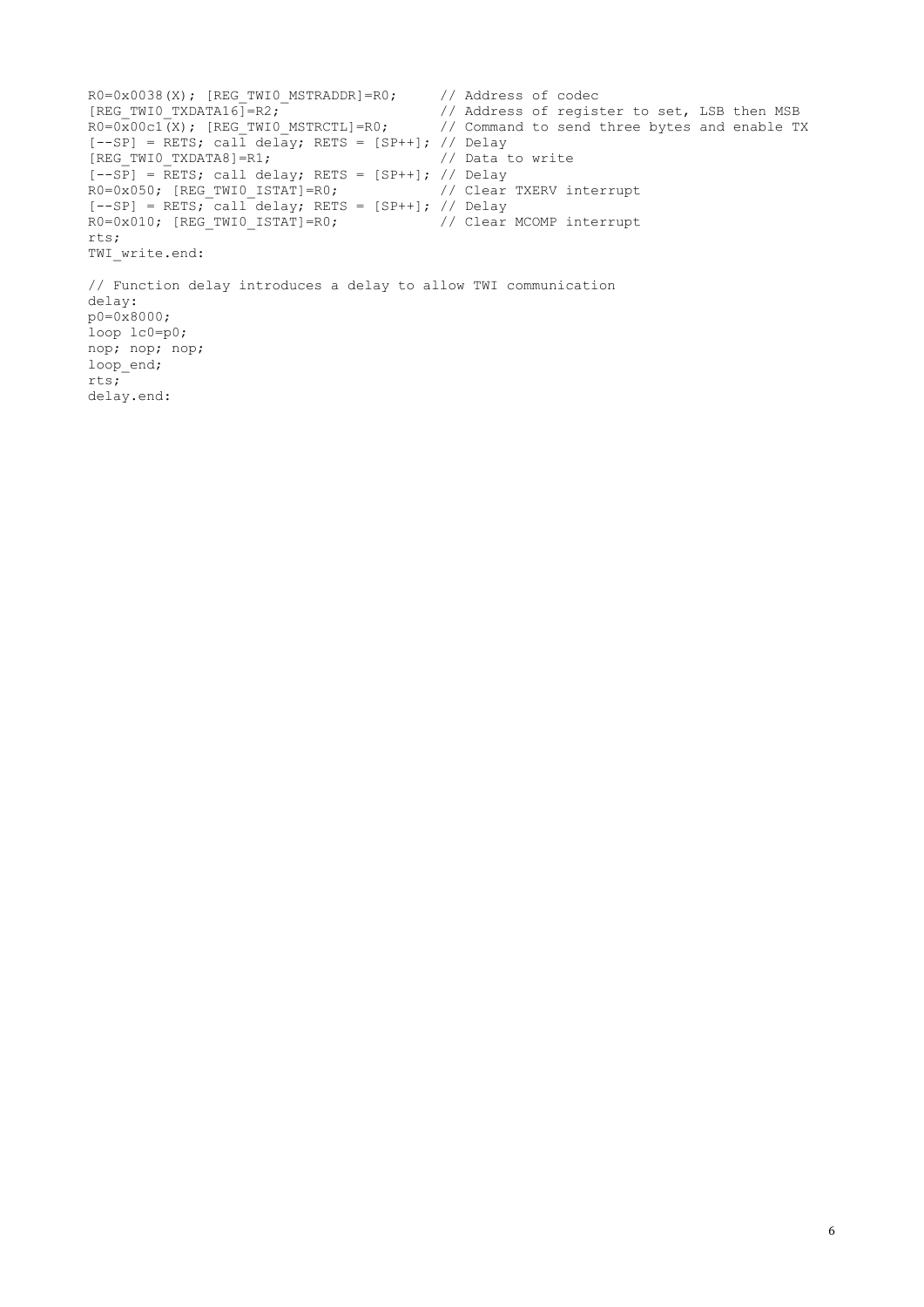```
R0=0x0038(X); [REG_TWI0_MSTRADDR]=R0;      // Address of codec
[REG_TWI0_TXDATA16]=R2;                    // Address of register to set, LSB then MSB
R0=0x00c1(X); [REG_TWI0_MSTRCTL]=R0;       // Command to send three bytes and enable TX
[--SP] = RETS; call delay; RETS = [SP++]; // Delay
[REG_TWI0_TXDATA8]=R1;                     // Data to write
[--SP] = RETS; call delay; RETS = [SP++]; // Delay
R0=0x050; [REG_TWI0_ISTAT]=R0;             // Clear TXERV interrupt
[--SP] = RETS; call delay; RETS = [SP++]; // Delay
R0=0x010; [REG_TWI0_ISTAT]=R0;             // Clear MCOMP interrupt
rts;
TWI_write.end:

// Function delay introduces a delay to allow TWI communication
delay:
p0=0x8000;
loop lc0=p0;
nop; nop; nop;
loop_end;
rts;
delay.end:
```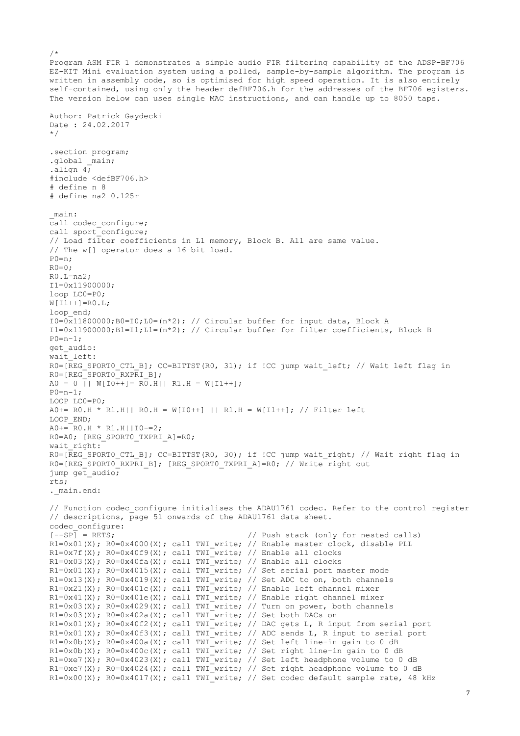```
/*
Program ASM FIR 1 demonstrates a simple audio FIR filtering capability of the ADSP-BF706
EZ-KIT Mini evaluation system using a polled, sample-by-sample algorithm. The program is
written in assembly code, so is optimised for high speed operation. It is also entirely
self-contained, using only the header defBF706.h for the addresses of the BF706 egisters.
The version below can uses single MAC instructions, and can handle up to 8050 taps.

Author: Patrick Gaydecki
Date : 24.02.2017
*/

.section program;
.global _main;
.align 4;
#include <defBF706.h>
# define n 8
# define na2 0.125r

_main:
call codec_configure;
call sport_configure;
// Load filter coefficients in L1 memory, Block B. All are same value.
// The w[] operator does a 16-bit load.
P0=n;
R0=0;
R0.L=na2;
I1=0x11900000;
loop LC0=P0;
W[I1++]=R0.L;
loop_end;
I0=0x11800000;B0=I0;L0=(n*2); // Circular buffer for input data, Block A
I1=0x11900000;B1=I1;L1=(n*2); // Circular buffer for filter coefficients, Block B
P0=n-1;
get_audio:
wait_left:
R0=[REG_SPORT0_CTL_B]; CC=BITTST(R0, 31); if !CC jump wait_left; // Wait left flag in
R0=[REG_SPORT0_RXPRI_B];
A0 = 0 || W[I0++]= R0.H|| R1.H = W[I1++];
P0=n-1;
LOOP LC0=P0;
A0+= R0.H * R1.H|| R0.H = W[I0++] || R1.H = W[I1++]; // Filter left
LOOP_END;
A0+= R0.H * R1.H||I0-=2;
R0=A0; [REG_SPORT0_TXPRI_A]=R0;
wait_right:
R0=[REG_SPORT0_CTL_B]; CC=BITTST(R0, 30); if !CC jump wait_right; // Wait right flag in
R0=[REG_SPORT0_RXPRI_B]; [REG_SPORT0_TXPRI_A]=R0; // Write right out
jump get_audio;
rts;
._main.end:

// Function codec_configure initialises the ADAU1761 codec. Refer to the control register
// descriptions, page 51 onwards of the ADAU1761 data sheet.
codec_configure:
[--SP] = RETS;                          // Push stack (only for nested calls)
R1=0x01(X); R0=0x4000(X); call TWI_write; // Enable master clock, disable PLL
R1=0x7f(X); R0=0x40f9(X); call TWI_write; // Enable all clocks
R1=0x03(X); R0=0x40fa(X); call TWI_write; // Enable all clocks
R1=0x01(X); R0=0x4015(X); call TWI_write; // Set serial port master mode
R1=0x13(X); R0=0x4019(X); call TWI_write; // Set ADC to on, both channels
R1=0x21(X); R0=0x401c(X); call TWI_write; // Enable left channel mixer
R1=0x41(X); R0=0x401e(X); call TWI_write; // Enable right channel mixer
R1=0x03(X); R0=0x4029(X); call TWI_write; // Turn on power, both channels
R1=0x03(X); R0=0x402a(X); call TWI_write; // Set both DACs on
R1=0x01(X); R0=0x40f2(X); call TWI_write; // DAC gets L, R input from serial port
R1=0x01(X); R0=0x40f3(X); call TWI_write; // ADC sends L, R input to serial port
R1=0x0b(X); R0=0x400a(X); call TWI_write; // Set left line-in gain to 0 dB
R1=0x0b(X); R0=0x400c(X); call TWI_write; // Set right line-in gain to 0 dB
R1=0xe7(X); R0=0x4023(X); call TWI_write; // Set left headphone volume to 0 dB
R1=0xe7(X); R0=0x4024(X); call TWI_write; // Set right headphone volume to 0 dB
R1=0x00(X); R0=0x4017(X); call TWI_write; // Set codec default sample rate, 48 kHz
```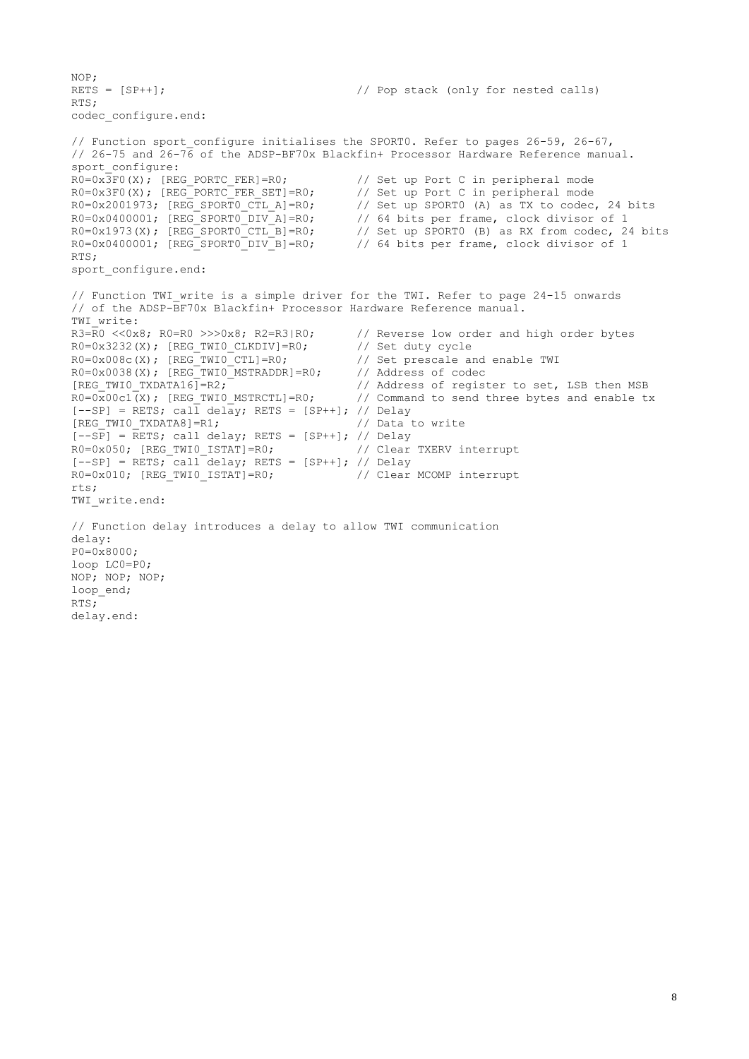```
NOP;
RETS = [SP++];                          // Pop stack (only for nested calls)
RTS;
codec_configure.end:

// Function sport_configure initialises the SPORT0. Refer to pages 26-59, 26-67,
// 26-75 and 26-76 of the ADSP-BF70x Blackfin+ Processor Hardware Reference manual.
sport_configure:
R0=0x3F0(X); [REG_PORTC_FER]=R0;          // Set up Port C in peripheral mode
R0=0x3F0(X); [REG_PORTC_FER_SET]=R0;      // Set up Port C in peripheral mode
R0=0x2001973; [REG_SPORT0_CTL_A]=R0;      // Set up SPORT0 (A) as TX to codec, 24 bits
R0=0x0400001; [REG_SPORT0_DIV_A]=R0;      // 64 bits per frame, clock divisor of 1
R0=0x1973(X); [REG_SPORT0_CTL_B]=R0;      // Set up SPORT0 (B) as RX from codec, 24 bits
R0=0x0400001; [REG_SPORT0_DIV_B]=R0;      // 64 bits per frame, clock divisor of 1
RTS;
sport_configure.end:

// Function TWI_write is a simple driver for the TWI. Refer to page 24-15 onwards
// of the ADSP-BF70x Blackfin+ Processor Hardware Reference manual.
TWI_write:
R3=R0 <<0x8; R0=R0 >>>0x8; R2=R3|R0;      // Reverse low order and high order bytes
R0=0x3232(X); [REG_TWI0_CLKDIV]=R0;       // Set duty cycle
R0=0x008c(X); [REG_TWI0_CTL]=R0;          // Set prescale and enable TWI
R0=0x0038(X); [REG_TWI0_MSTRADDR]=R0;     // Address of codec
[REG_TWI0_TXDATA16]=R2;                   // Address of register to set, LSB then MSB
R0=0x00c1(X); [REG_TWI0_MSTRCTL]=R0;      // Command to send three bytes and enable tx
[--SP] = RETS; call delay; RETS = [SP++]; // Delay
[REG_TWI0_TXDATA8]=R1;                    // Data to write
[--SP] = RETS; call delay; RETS = [SP++]; // Delay
R0=0x050; [REG_TWI0_ISTAT]=R0;            // Clear TXERV interrupt
[--SP] = RETS; call delay; RETS = [SP++]; // Delay
R0=0x010; [REG_TWI0_ISTAT]=R0;            // Clear MCOMP interrupt
rts;
TWI_write.end:

// Function delay introduces a delay to allow TWI communication
delay:
P0=0x8000;
loop LC0=P0;
NOP; NOP; NOP;
loop_end;
RTS;
delay.end:
```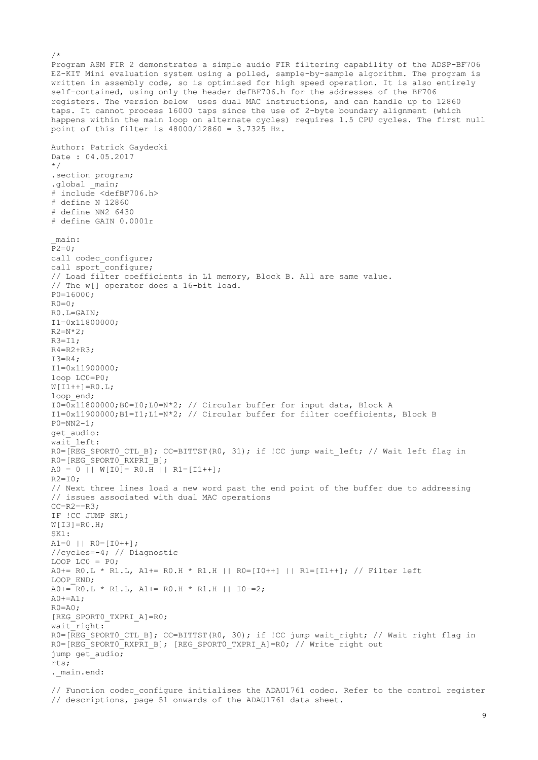```
/*
Program ASM FIR 2 demonstrates a simple audio FIR filtering capability of the ADSP-BF706
EZ-KIT Mini evaluation system using a polled, sample-by-sample algorithm. The program is
written in assembly code, so is optimised for high speed operation. It is also entirely
self-contained, using only the header defBF706.h for the addresses of the BF706
registers. The version below  uses dual MAC instructions, and can handle up to 12860
taps. It cannot process 16000 taps since the use of 2-byte boundary alignment (which
happens within the main loop on alternate cycles) requires 1.5 CPU cycles. The first null
point of this filter is 48000/12860 = 3.7325 Hz.

Author: Patrick Gaydecki
Date : 04.05.2017
*/
.section program;
.global _main;
# include <defBF706.h>
# define N 12860
# define NN2 6430
# define GAIN 0.0001r

_main:
P2=0;
call codec_configure;
call sport_configure;
// Load filter coefficients in L1 memory, Block B. All are same value.
// The w[] operator does a 16-bit load.
P0=16000;
R0=0;
R0.L=GAIN;
I1=0x11800000;
R2=N*2;
R3=I1;
R4=R2+R3;
I3=R4;
I1=0x11900000;
loop LC0=P0;
W[I1++]=R0.L;
loop_end;
I0=0x11800000;B0=I0;L0=N*2; // Circular buffer for input data, Block A
I1=0x11900000;B1=I1;L1=N*2; // Circular buffer for filter coefficients, Block B
P0=NN2-1;
get_audio:
wait_left:
R0=[REG_SPORT0_CTL_B]; CC=BITTST(R0, 31); if !CC jump wait_left; // Wait left flag in
R0=[REG_SPORT0_RXPRI_B];
A0 = 0 || W[I0]= R0.H || R1=[I1++];
R2=I0;
// Next three lines load a new word past the end point of the buffer due to addressing
// issues associated with dual MAC operations
CC=R2==R3;
IF !CC JUMP SK1;
W[I3]=R0.H;
SK1:
A1=0 || R0=[I0++];
//cycles=-4; // Diagnostic
LOOP LC0 = P0;
A0+= R0.L * R1.L, A1+= R0.H * R1.H || R0=[I0++] || R1=[I1++]; // Filter left
LOOP_END;
A0+= R0.L * R1.L, A1+= R0.H * R1.H || I0-=2;
A0+=A1;
R0=A0;
[REG_SPORT0_TXPRI_A]=R0;
wait_right:
R0=[REG_SPORT0_CTL_B]; CC=BITTST(R0, 30); if !CC jump wait_right; // Wait right flag in
R0=[REG_SPORT0_RXPRI_B]; [REG_SPORT0_TXPRI_A]=R0; // Write right out
jump get_audio;
rts;
._main.end:

// Function codec_configure initialises the ADAU1761 codec. Refer to the control register
// descriptions, page 51 onwards of the ADAU1761 data sheet.
```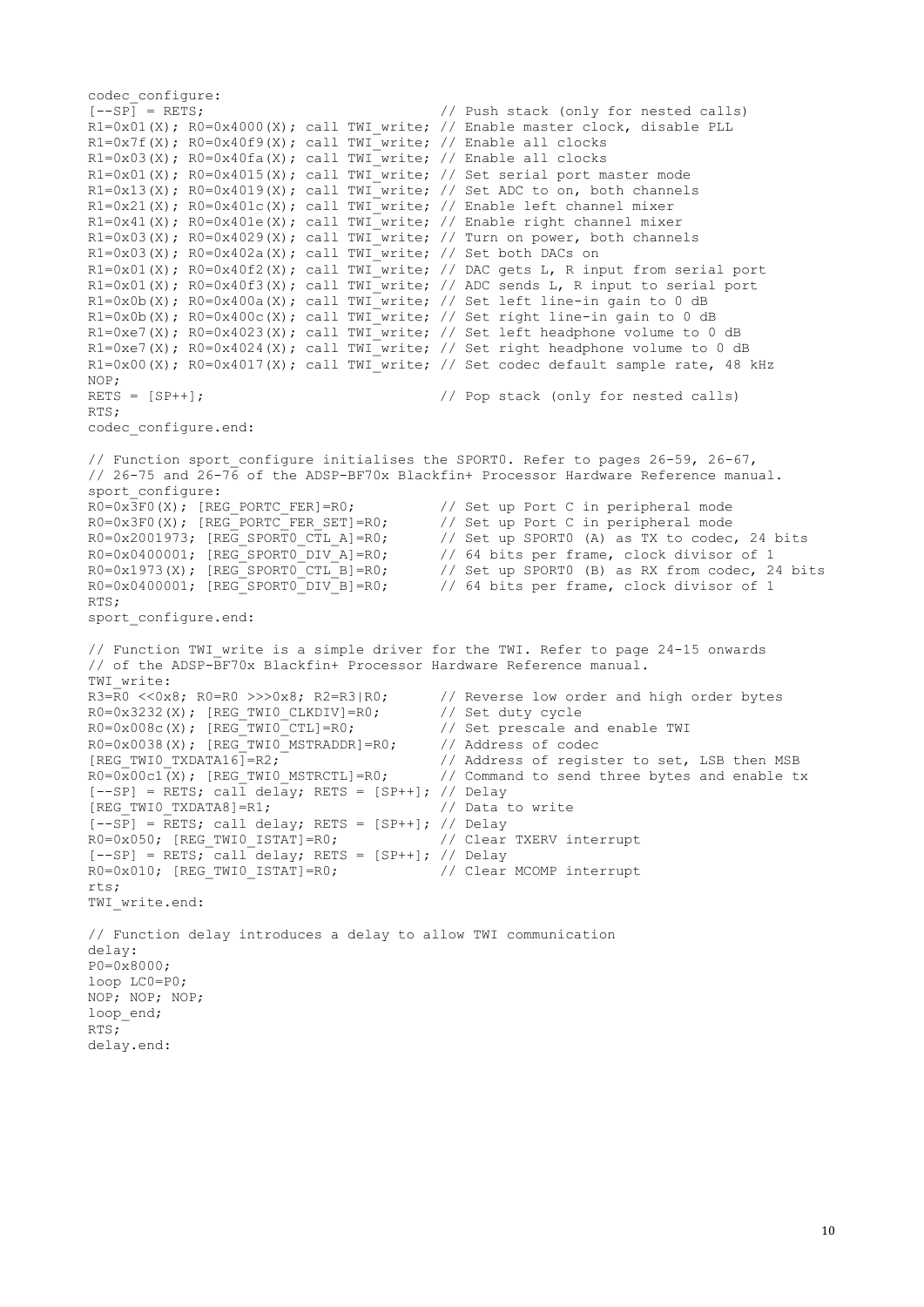```
codec_configure:
[--SP] = RETS;                                 // Push stack (only for nested calls)
R1=0x01(X); R0=0x4000(X); call TWI_write; // Enable master clock, disable PLL
R1=0x7f(X); R0=0x40f9(X); call TWI_write; // Enable all clocks
R1=0x03(X); R0=0x40fa(X); call TWI_write; // Enable all clocks
R1=0x01(X); R0=0x4015(X); call TWI_write; // Set serial port master mode
R1=0x13(X); R0=0x4019(X); call TWI_write; // Set ADC to on, both channels
R1=0x21(X); R0=0x401c(X); call TWI_write; // Enable left channel mixer
R1=0x41(X); R0=0x401e(X); call TWI_write; // Enable right channel mixer
R1=0x03(X); R0=0x4029(X); call TWI_write; // Turn on power, both channels
R1=0x03(X); R0=0x402a(X); call TWI_write; // Set both DACs on
R1=0x01(X); R0=0x40f2(X); call TWI_write; // DAC gets L, R input from serial port
R1=0x01(X); R0=0x40f3(X); call TWI_write; // ADC sends L, R input to serial port
R1=0x0b(X); R0=0x400a(X); call TWI_write; // Set left line-in gain to 0 dB
R1=0x0b(X); R0=0x400c(X); call TWI_write; // Set right line-in gain to 0 dB
R1=0xe7(X); R0=0x4023(X); call TWI_write; // Set left headphone volume to 0 dB
R1=0xe7(X); R0=0x4024(X); call TWI_write; // Set right headphone volume to 0 dB
R1=0x00(X); R0=0x4017(X); call TWI_write; // Set codec default sample rate, 48 kHz
NOP;
RETS = [SP++];                                 // Pop stack (only for nested calls)
RTS;
codec_configure.end:

// Function sport_configure initialises the SPORT0. Refer to pages 26-59, 26-67,
// 26-75 and 26-76 of the ADSP-BF70x Blackfin+ Processor Hardware Reference manual.
sport_configure:
R0=0x3F0(X); [REG_PORTC_FER]=R0;           // Set up Port C in peripheral mode
R0=0x3F0(X); [REG_PORTC_FER_SET]=R0;       // Set up Port C in peripheral mode
R0=0x2001973; [REG_SPORT0_CTL_A]=R0;       // Set up SPORT0 (A) as TX to codec, 24 bits
R0=0x0400001; [REG_SPORT0_DIV_A]=R0;       // 64 bits per frame, clock divisor of 1
R0=0x1973(X); [REG_SPORT0_CTL_B]=R0;       // Set up SPORT0 (B) as RX from codec, 24 bits
R0=0x0400001; [REG_SPORT0_DIV_B]=R0;       // 64 bits per frame, clock divisor of 1
RTS;
sport_configure.end:

// Function TWI_write is a simple driver for the TWI. Refer to page 24-15 onwards
// of the ADSP-BF70x Blackfin+ Processor Hardware Reference manual.
TWI_write:
R3=R0 <<0x8; R0=R0 >>>0x8; R2=R3|R0;       // Reverse low order and high order bytes
R0=0x3232(X); [REG_TWI0_CLKDIV]=R0;        // Set duty cycle
R0=0x008c(X); [REG_TWI0_CTL]=R0;           // Set prescale and enable TWI
R0=0x0038(X); [REG_TWI0_MSTRADDR]=R0;      // Address of codec
[REG_TWI0_TXDATA16]=R2;                    // Address of register to set, LSB then MSB
R0=0x00c1(X); [REG_TWI0_MSTRCTL]=R0;       // Command to send three bytes and enable tx
[--SP] = RETS; call delay; RETS = [SP++]; // Delay
[REG_TWI0_TXDATA8]=R1;                     // Data to write
[--SP] = RETS; call delay; RETS = [SP++]; // Delay
R0=0x050; [REG_TWI0_ISTAT]=R0;             // Clear TXERV interrupt
[--SP] = RETS; call delay; RETS = [SP++]; // Delay
R0=0x010; [REG_TWI0_ISTAT]=R0;             // Clear MCOMP interrupt
rts;
TWI_write.end:

// Function delay introduces a delay to allow TWI communication
delay:
P0=0x8000;
loop LC0=P0;
NOP; NOP; NOP;
loop_end;
RTS;
delay.end:
```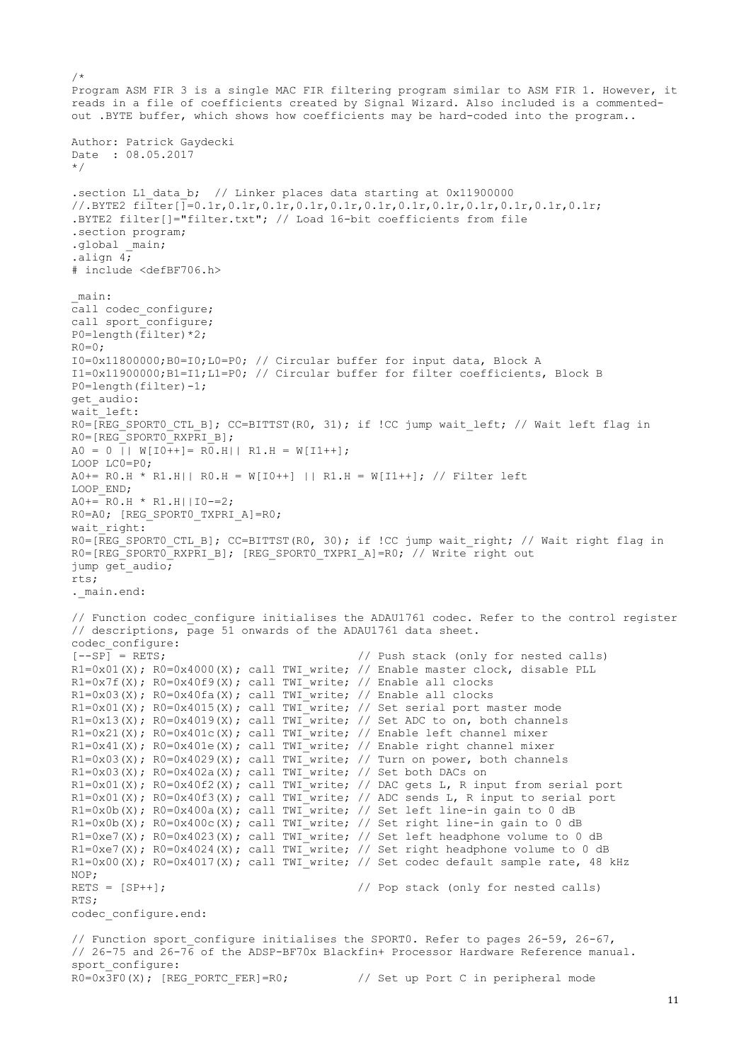```
/*
Program ASM FIR 3 is a single MAC FIR filtering program similar to ASM FIR 1. However, it
reads in a file of coefficients created by Signal Wizard. Also included is a commented-
out .BYTE buffer, which shows how coefficients may be hard-coded into the program..

Author: Patrick Gaydecki
Date  : 08.05.2017
*/

.section L1_data_b;  // Linker places data starting at 0x11900000
//.BYTE2 filter[]=0.1r,0.1r,0.1r,0.1r,0.1r,0.1r,0.1r,0.1r,0.1r,0.1r,0.1r;
.BYTE2 filter[]="filter.txt"; // Load 16-bit coefficients from file
.section program;
.global _main;
.align 4;
# include <defBF706.h>

_main:
call codec_configure;
call sport_configure;
P0=length(filter)*2;
R0=0;
I0=0x11800000;B0=I0;L0=P0; // Circular buffer for input data, Block A
I1=0x11900000;B1=I1;L1=P0; // Circular buffer for filter coefficients, Block B
P0=length(filter)-1;
get_audio:
wait_left:
R0=[REG_SPORT0_CTL_B]; CC=BITTST(R0, 31); if !CC jump wait_left; // Wait left flag in
R0=[REG_SPORT0_RXPRI_B];
A0 = 0 || W[I0++]= R0.H|| R1.H = W[I1++];
LOOP LC0=P0;
A0+= R0.H * R1.H|| R0.H = W[I0++] || R1.H = W[I1++]; // Filter left
LOOP_END;
A0+= R0.H * R1.H||I0-=2;
R0=A0; [REG_SPORT0_TXPRI_A]=R0;
wait_right:
R0=[REG_SPORT0_CTL_B]; CC=BITTST(R0, 30); if !CC jump wait_right; // Wait right flag in
R0=[REG_SPORT0_RXPRI_B]; [REG_SPORT0_TXPRI_A]=R0; // Write right out
jump get_audio;
rts;
._main.end:

// Function codec_configure initialises the ADAU1761 codec. Refer to the control register
// descriptions, page 51 onwards of the ADAU1761 data sheet.
codec_configure:
[--SP] = RETS;                            // Push stack (only for nested calls)
R1=0x01(X); R0=0x4000(X); call TWI_write; // Enable master clock, disable PLL
R1=0x7f(X); R0=0x40f9(X); call TWI_write; // Enable all clocks
R1=0x03(X); R0=0x40fa(X); call TWI_write; // Enable all clocks
R1=0x01(X); R0=0x4015(X); call TWI_write; // Set serial port master mode
R1=0x13(X); R0=0x4019(X); call TWI_write; // Set ADC to on, both channels
R1=0x21(X); R0=0x401c(X); call TWI_write; // Enable left channel mixer
R1=0x41(X); R0=0x401e(X); call TWI_write; // Enable right channel mixer
R1=0x03(X); R0=0x4029(X); call TWI_write; // Turn on power, both channels
R1=0x03(X); R0=0x402a(X); call TWI_write; // Set both DACs on
R1=0x01(X); R0=0x40f2(X); call TWI_write; // DAC gets L, R input from serial port
R1=0x01(X); R0=0x40f3(X); call TWI_write; // ADC sends L, R input to serial port
R1=0x0b(X); R0=0x400a(X); call TWI_write; // Set left line-in gain to 0 dB
R1=0x0b(X); R0=0x400c(X); call TWI_write; // Set right line-in gain to 0 dB
R1=0xe7(X); R0=0x4023(X); call TWI_write; // Set left headphone volume to 0 dB
R1=0xe7(X); R0=0x4024(X); call TWI_write; // Set right headphone volume to 0 dB
R1=0x00(X); R0=0x4017(X); call TWI_write; // Set codec default sample rate, 48 kHz
NOP;
RETS = [SP++];                            // Pop stack (only for nested calls)
RTS;
codec_configure.end:

// Function sport_configure initialises the SPORT0. Refer to pages 26-59, 26-67,
// 26-75 and 26-76 of the ADSP-BF70x Blackfin+ Processor Hardware Reference manual.
sport_configure:
R0=0x3F0(X); [REG_PORTC_FER]=R0;          // Set up Port C in peripheral mode
```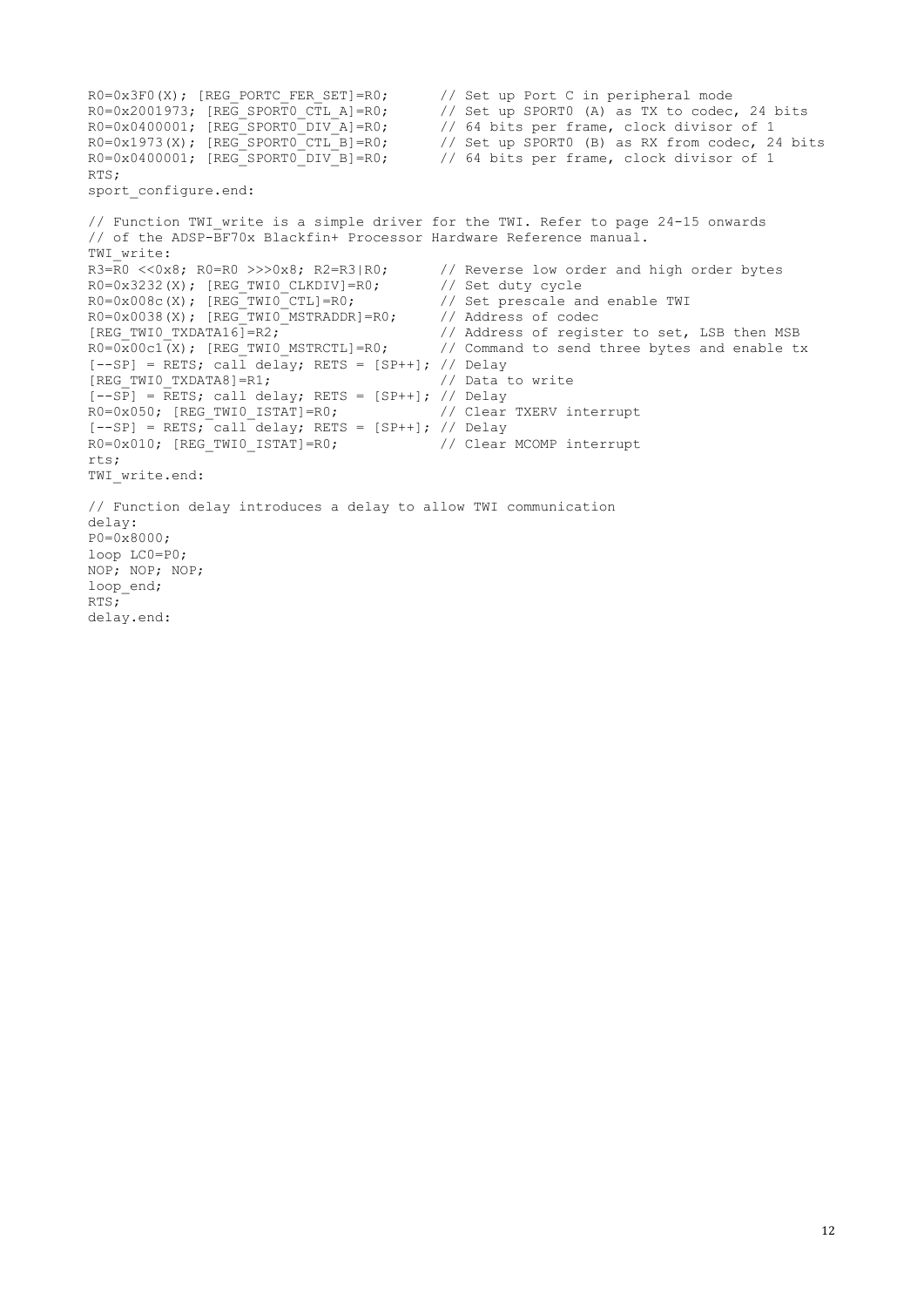```
R0=0x3F0(X); [REG_PORTC_FER_SET]=R0;      // Set up Port C in peripheral mode
R0=0x2001973; [REG_SPORT0_CTL_A]=R0;      // Set up SPORT0 (A) as TX to codec, 24 bits
R0=0x0400001; [REG_SPORT0_DIV_A]=R0;      // 64 bits per frame, clock divisor of 1
R0=0x1973(X); [REG_SPORT0_CTL_B]=R0;      // Set up SPORT0 (B) as RX from codec, 24 bits
R0=0x0400001; [REG_SPORT0_DIV_B]=R0;      // 64 bits per frame, clock divisor of 1
RTS;
sport_configure.end:

// Function TWI_write is a simple driver for the TWI. Refer to page 24-15 onwards
// of the ADSP-BF70x Blackfin+ Processor Hardware Reference manual.
TWI_write:
R3=R0 <<0x8; R0=R0 >>>0x8; R2=R3|R0;      // Reverse low order and high order bytes
R0=0x3232(X); [REG_TWI0_CLKDIV]=R0;       // Set duty cycle
R0=0x008c(X); [REG_TWI0_CTL]=R0;          // Set prescale and enable TWI
R0=0x0038(X); [REG_TWI0_MSTRADDR]=R0;     // Address of codec
[REG_TWI0_TXDATA16]=R2;                   // Address of register to set, LSB then MSB
R0=0x00c1(X); [REG_TWI0_MSTRCTL]=R0;      // Command to send three bytes and enable tx
[--SP] = RETS; call delay; RETS = [SP++]; // Delay
[REG_TWI0_TXDATA8]=R1;                    // Data to write
[--SP] = RETS; call delay; RETS = [SP++]; // Delay
R0=0x050; [REG_TWI0_ISTAT]=R0;            // Clear TXERV interrupt
[--SP] = RETS; call delay; RETS = [SP++]; // Delay
R0=0x010; [REG_TWI0_ISTAT]=R0;            // Clear MCOMP interrupt
rts;
TWI_write.end:

// Function delay introduces a delay to allow TWI communication
delay:
P0=0x8000;
loop LC0=P0;
NOP; NOP; NOP;
loop_end;
RTS;
delay.end:
```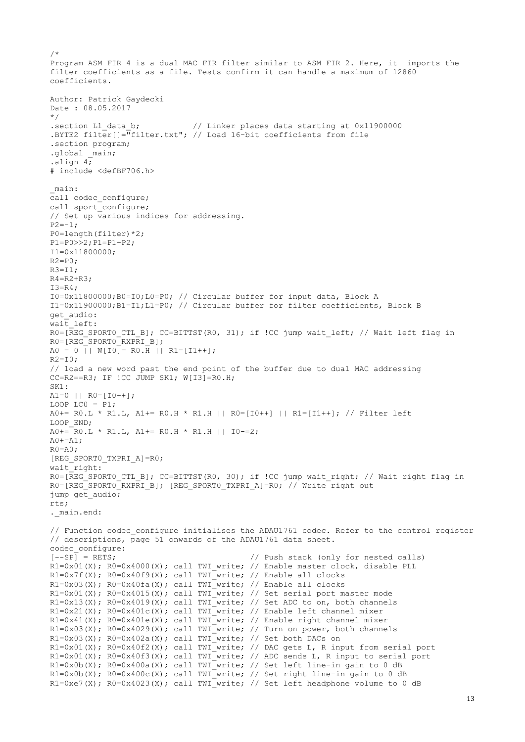```
/*
Program ASM FIR 4 is a dual MAC FIR filter similar to ASM FIR 2. Here, it  imports the
filter coefficients as a file. Tests confirm it can handle a maximum of 12860
coefficients.

Author: Patrick Gaydecki
Date : 08.05.2017
*/
.section L1_data_b;           // Linker places data starting at 0x11900000
.BYTE2 filter[]="filter.txt"; // Load 16-bit coefficients from file
.section program;
.global _main;
.align 4;
# include <defBF706.h>

_main:
call codec_configure;
call sport_configure;
// Set up various indices for addressing.
P2=-1;
P0=length(filter)*2;
P1=P0>>2;P1=P1+P2;
I1=0x11800000;
R2=P0;
R3=I1;
R4=R2+R3;
I3=R4;
I0=0x11800000;B0=I0;L0=P0; // Circular buffer for input data, Block A
I1=0x11900000;B1=I1;L1=P0; // Circular buffer for filter coefficients, Block B
get_audio:
wait_left:
R0=[REG_SPORT0_CTL_B]; CC=BITTST(R0, 31); if !CC jump wait_left; // Wait left flag in
R0=[REG_SPORT0_RXPRI_B];
A0 = 0 || W[I0]= R0.H || R1=[I1++];
R2=I0;
// load a new word past the end point of the buffer due to dual MAC addressing
CC=R2==R3; IF !CC JUMP SK1; W[I3]=R0.H;
SK1:
A1=0 || R0=[I0++];
LOOP LC0 = P1;
A0+= R0.L * R1.L, A1+= R0.H * R1.H || R0=[I0++] || R1=[I1++]; // Filter left
LOOP_END;
A0+= R0.L * R1.L, A1+= R0.H * R1.H || I0-=2;
A0+=A1;
R0=A0;
[REG_SPORT0_TXPRI_A]=R0;
wait_right:
R0=[REG_SPORT0_CTL_B]; CC=BITTST(R0, 30); if !CC jump wait_right; // Wait right flag in
R0=[REG_SPORT0_RXPRI_B]; [REG_SPORT0_TXPRI_A]=R0; // Write right out
jump get_audio;
rts;
._main.end:

// Function codec_configure initialises the ADAU1761 codec. Refer to the control register
// descriptions, page 51 onwards of the ADAU1761 data sheet.
codec_configure:
[--SP] = RETS;                             // Push stack (only for nested calls)
R1=0x01(X); R0=0x4000(X); call TWI_write; // Enable master clock, disable PLL
R1=0x7f(X); R0=0x40f9(X); call TWI_write; // Enable all clocks
R1=0x03(X); R0=0x40fa(X); call TWI_write; // Enable all clocks
R1=0x01(X); R0=0x4015(X); call TWI_write; // Set serial port master mode
R1=0x13(X); R0=0x4019(X); call TWI_write; // Set ADC to on, both channels
R1=0x21(X); R0=0x401c(X); call TWI_write; // Enable left channel mixer
R1=0x41(X); R0=0x401e(X); call TWI_write; // Enable right channel mixer
R1=0x03(X); R0=0x4029(X); call TWI_write; // Turn on power, both channels
R1=0x03(X); R0=0x402a(X); call TWI_write; // Set both DACs on
R1=0x01(X); R0=0x40f2(X); call TWI_write; // DAC gets L, R input from serial port
R1=0x01(X); R0=0x40f3(X); call TWI_write; // ADC sends L, R input to serial port
R1=0x0b(X); R0=0x400a(X); call TWI_write; // Set left line-in gain to 0 dB
R1=0x0b(X); R0=0x400c(X); call TWI_write; // Set right line-in gain to 0 dB
R1=0xe7(X); R0=0x4023(X); call TWI_write; // Set left headphone volume to 0 dB
```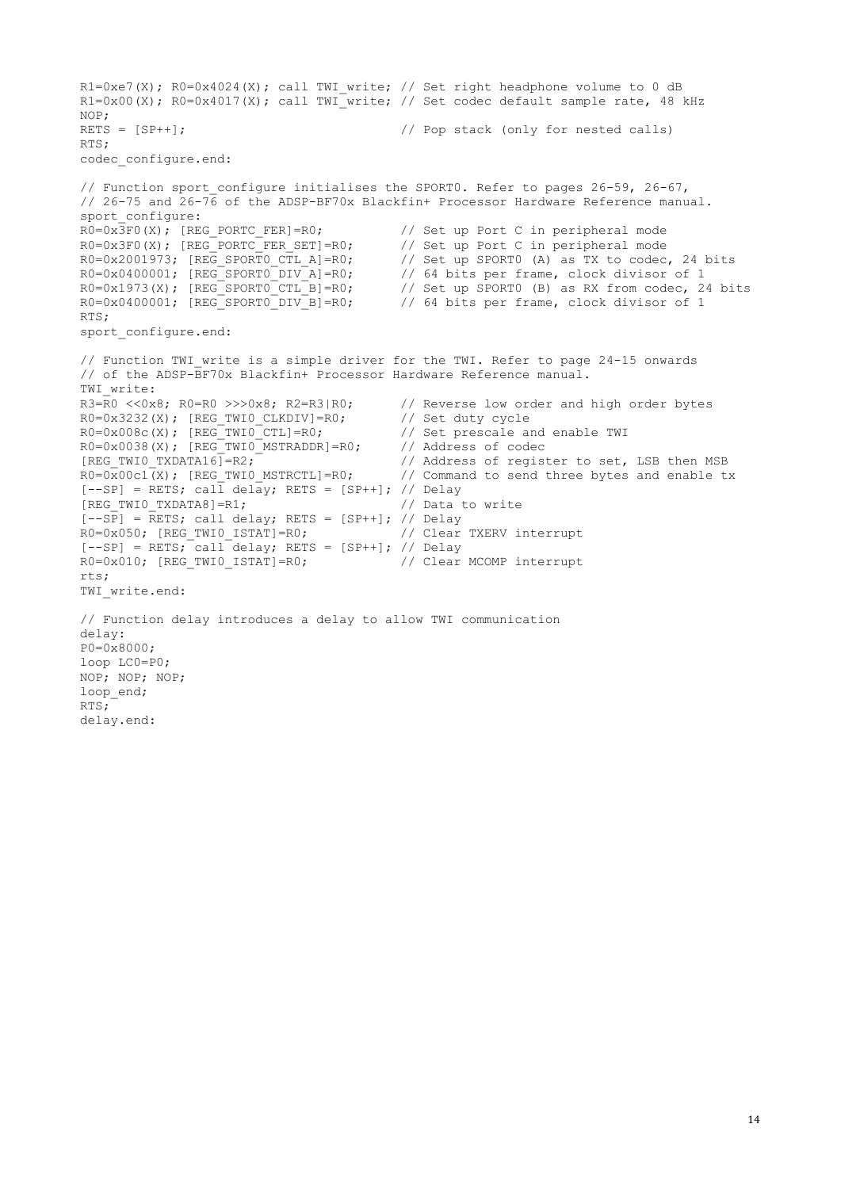```
R1=0xe7(X); R0=0x4024(X); call TWI_write; // Set right headphone volume to 0 dB
R1=0x00(X); R0=0x4017(X); call TWI_write; // Set codec default sample rate, 48 kHz
NOP;
RETS = [SP++];                            // Pop stack (only for nested calls)
RTS;
codec_configure.end:

// Function sport_configure initialises the SPORT0. Refer to pages 26-59, 26-67,
// 26-75 and 26-76 of the ADSP-BF70x Blackfin+ Processor Hardware Reference manual.
sport_configure:
R0=0x3F0(X); [REG_PORTC_FER]=R0;          // Set up Port C in peripheral mode
R0=0x3F0(X); [REG_PORTC_FER_SET]=R0;      // Set up Port C in peripheral mode
R0=0x2001973; [REG_SPORT0_CTL_A]=R0;      // Set up SPORT0 (A) as TX to codec, 24 bits
R0=0x0400001; [REG_SPORT0_DIV_A]=R0;      // 64 bits per frame, clock divisor of 1
R0=0x1973(X); [REG_SPORT0_CTL_B]=R0;      // Set up SPORT0 (B) as RX from codec, 24 bits
R0=0x0400001; [REG_SPORT0_DIV_B]=R0;      // 64 bits per frame, clock divisor of 1
RTS;
sport_configure.end:

// Function TWI_write is a simple driver for the TWI. Refer to page 24-15 onwards
// of the ADSP-BF70x Blackfin+ Processor Hardware Reference manual.
TWI_write:
R3=R0 <<0x8; R0=R0 >>>0x8; R2=R3|R0;      // Reverse low order and high order bytes
R0=0x3232(X); [REG_TWI0_CLKDIV]=R0;       // Set duty cycle
R0=0x008c(X); [REG_TWI0_CTL]=R0;          // Set prescale and enable TWI
R0=0x0038(X); [REG_TWI0_MSTRADDR]=R0;     // Address of codec
[REG_TWI0_TXDATA16]=R2;                   // Address of register to set, LSB then MSB
R0=0x00c1(X); [REG_TWI0_MSTRCTL]=R0;      // Command to send three bytes and enable tx
[--SP] = RETS; call delay; RETS = [SP++]; // Delay
[REG_TWI0_TXDATA8]=R1;                    // Data to write
[--SP] = RETS; call delay; RETS = [SP++]; // Delay
R0=0x050; [REG_TWI0_ISTAT]=R0;            // Clear TXERV interrupt
[--SP] = RETS; call delay; RETS = [SP++]; // Delay
R0=0x010; [REG_TWI0_ISTAT]=R0;            // Clear MCOMP interrupt
rts;
TWI_write.end:

// Function delay introduces a delay to allow TWI communication
delay:
P0=0x8000;
loop LC0=P0;
NOP; NOP; NOP;
loop_end;
RTS;
delay.end:
```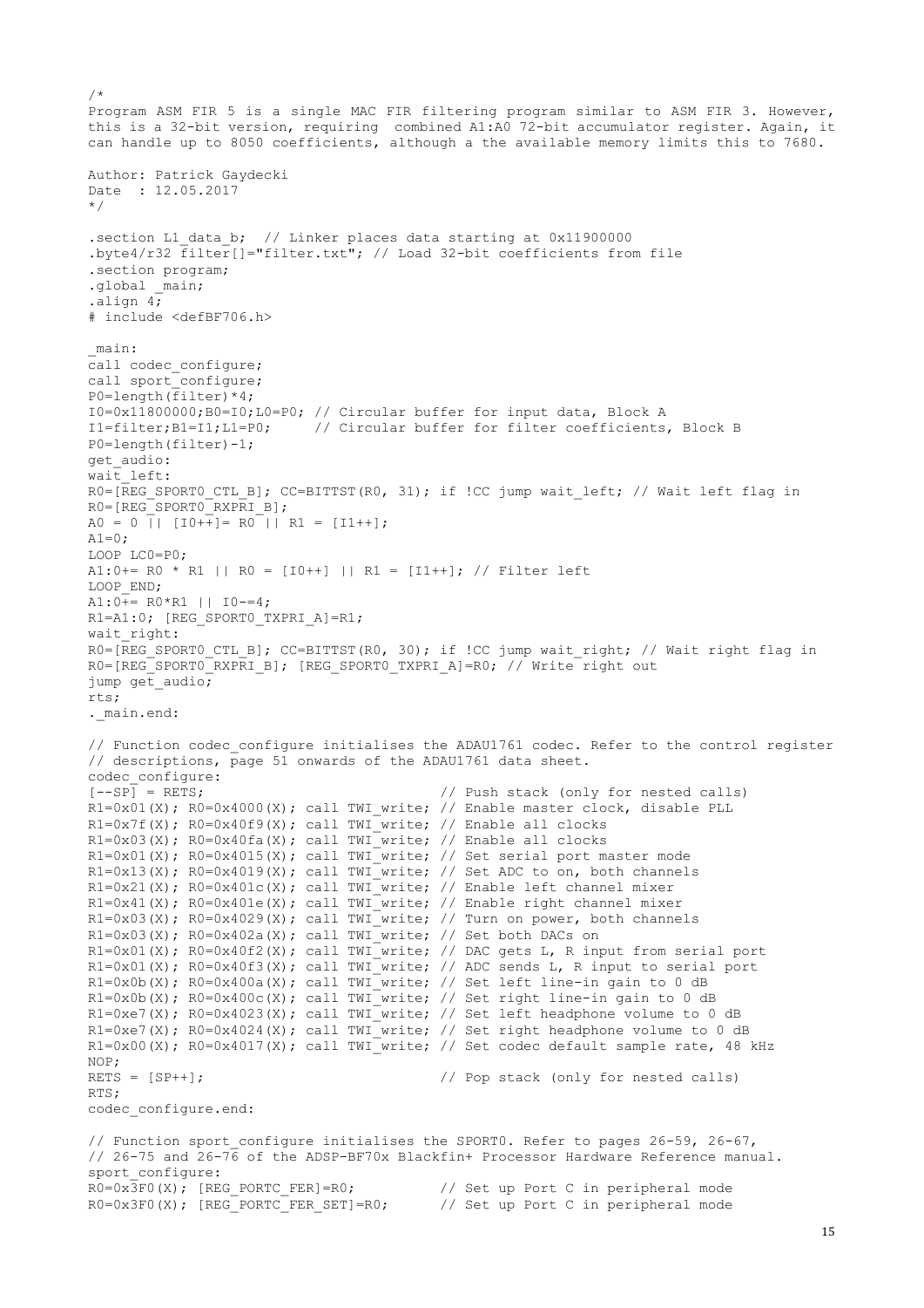```
/*
Program ASM FIR 5 is a single MAC FIR filtering program similar to ASM FIR 3. However,
this is a 32-bit version, requiring  combined A1:A0 72-bit accumulator register. Again, it
can handle up to 8050 coefficients, although a the available memory limits this to 7680.

Author: Patrick Gaydecki
Date  : 12.05.2017
*/

.section L1_data_b;  // Linker places data starting at 0x11900000
.byte4/r32 filter[]="filter.txt"; // Load 32-bit coefficients from file
.section program;
.global _main;
.align 4;
# include <defBF706.h>

_main:
call codec_configure;
call sport_configure;
P0=length(filter)*4;
I0=0x11800000;B0=I0;L0=P0; // Circular buffer for input data, Block A
I1=filter;B1=I1;L1=P0;     // Circular buffer for filter coefficients, Block B
P0=length(filter)-1;
get_audio:
wait_left:
R0=[REG_SPORT0_CTL_B]; CC=BITTST(R0, 31); if !CC jump wait_left; // Wait left flag in
R0=[REG_SPORT0_RXPRI_B];
A0 = 0 || [I0++]= R0 || R1 = [I1++];
A1=0;
LOOP LC0=P0;
A1:0+= R0 * R1 || R0 = [I0++] || R1 = [I1++]; // Filter left
LOOP_END;
A1:0+= R0*R1 || I0-=4;
R1=A1:0; [REG_SPORT0_TXPRI_A]=R1;
wait_right:
R0=[REG_SPORT0_CTL_B]; CC=BITTST(R0, 30); if !CC jump wait_right; // Wait right flag in
R0=[REG_SPORT0_RXPRI_B]; [REG_SPORT0_TXPRI_A]=R0; // Write right out
jump get_audio;
rts;
._main.end:

// Function codec_configure initialises the ADAU1761 codec. Refer to the control register
// descriptions, page 51 onwards of the ADAU1761 data sheet.
codec_configure:
[--SP] = RETS;                            // Push stack (only for nested calls)
R1=0x01(X); R0=0x4000(X); call TWI_write; // Enable master clock, disable PLL
R1=0x7f(X); R0=0x40f9(X); call TWI_write; // Enable all clocks
R1=0x03(X); R0=0x40fa(X); call TWI_write; // Enable all clocks
R1=0x01(X); R0=0x4015(X); call TWI_write; // Set serial port master mode
R1=0x13(X); R0=0x4019(X); call TWI_write; // Set ADC to on, both channels
R1=0x21(X); R0=0x401c(X); call TWI_write; // Enable left channel mixer
R1=0x41(X); R0=0x401e(X); call TWI_write; // Enable right channel mixer
R1=0x03(X); R0=0x4029(X); call TWI_write; // Turn on power, both channels
R1=0x03(X); R0=0x402a(X); call TWI_write; // Set both DACs on
R1=0x01(X); R0=0x40f2(X); call TWI_write; // DAC gets L, R input from serial port
R1=0x01(X); R0=0x40f3(X); call TWI_write; // ADC sends L, R input to serial port
R1=0x0b(X); R0=0x400a(X); call TWI_write; // Set left line-in gain to 0 dB
R1=0x0b(X); R0=0x400c(X); call TWI_write; // Set right line-in gain to 0 dB
R1=0xe7(X); R0=0x4023(X); call TWI_write; // Set left headphone volume to 0 dB
R1=0xe7(X); R0=0x4024(X); call TWI_write; // Set right headphone volume to 0 dB
R1=0x00(X); R0=0x4017(X); call TWI_write; // Set codec default sample rate, 48 kHz
NOP;
RETS = [SP++];                            // Pop stack (only for nested calls)
RTS;
codec_configure.end:

// Function sport_configure initialises the SPORT0. Refer to pages 26-59, 26-67,
// 26-75 and 26-76 of the ADSP-BF70x Blackfin+ Processor Hardware Reference manual.
sport_configure:
R0=0x3F0(X); [REG_PORTC_FER]=R0;          // Set up Port C in peripheral mode
R0=0x3F0(X); [REG_PORTC_FER_SET]=R0;      // Set up Port C in peripheral mode
```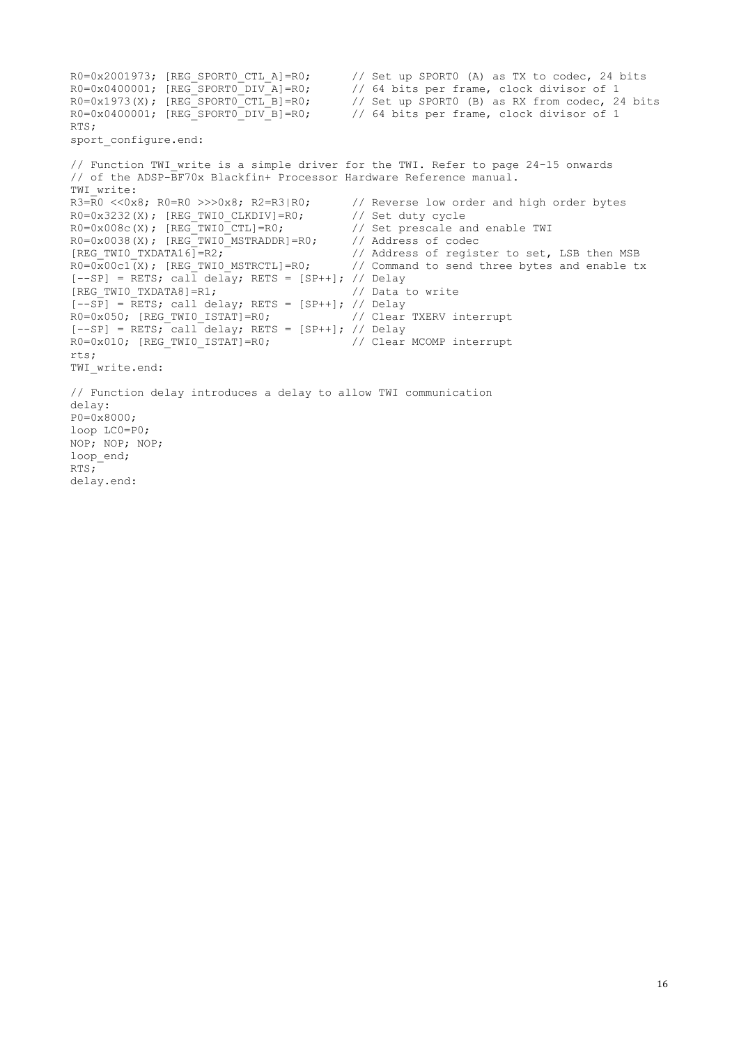```
R0=0x2001973; [REG_SPORT0_CTL_A]=R0;      // Set up SPORT0 (A) as TX to codec, 24 bits
R0=0x0400001; [REG_SPORT0_DIV_A]=R0;      // 64 bits per frame, clock divisor of 1
R0=0x1973(X); [REG_SPORT0_CTL_B]=R0;      // Set up SPORT0 (B) as RX from codec, 24 bits
R0=0x0400001; [REG_SPORT0_DIV_B]=R0;      // 64 bits per frame, clock divisor of 1
RTS;
sport_configure.end:

// Function TWI_write is a simple driver for the TWI. Refer to page 24-15 onwards
// of the ADSP-BF70x Blackfin+ Processor Hardware Reference manual.
TWI_write:
R3=R0 <<0x8; R0=R0 >>>0x8; R2=R3|R0;      // Reverse low order and high order bytes
R0=0x3232(X); [REG_TWI0_CLKDIV]=R0;       // Set duty cycle
R0=0x008c(X); [REG_TWI0_CTL]=R0;          // Set prescale and enable TWI
R0=0x0038(X); [REG_TWI0_MSTRADDR]=R0;     // Address of codec
[REG_TWI0_TXDATA16]=R2;                   // Address of register to set, LSB then MSB
R0=0x00c1(X); [REG_TWI0_MSTRCTL]=R0;      // Command to send three bytes and enable tx
[--SP] = RETS; call delay; RETS = [SP++]; // Delay
[REG_TWI0_TXDATA8]=R1;                    // Data to write
[--SP] = RETS; call delay; RETS = [SP++]; // Delay
R0=0x050; [REG_TWI0_ISTAT]=R0;            // Clear TXERV interrupt
[--SP] = RETS; call delay; RETS = [SP++]; // Delay
R0=0x010; [REG_TWI0_ISTAT]=R0;            // Clear MCOMP interrupt
rts;
TWI_write.end:

// Function delay introduces a delay to allow TWI communication
delay:
P0=0x8000;
loop LC0=P0;
NOP; NOP; NOP;
loop_end;
RTS;
delay.end:
```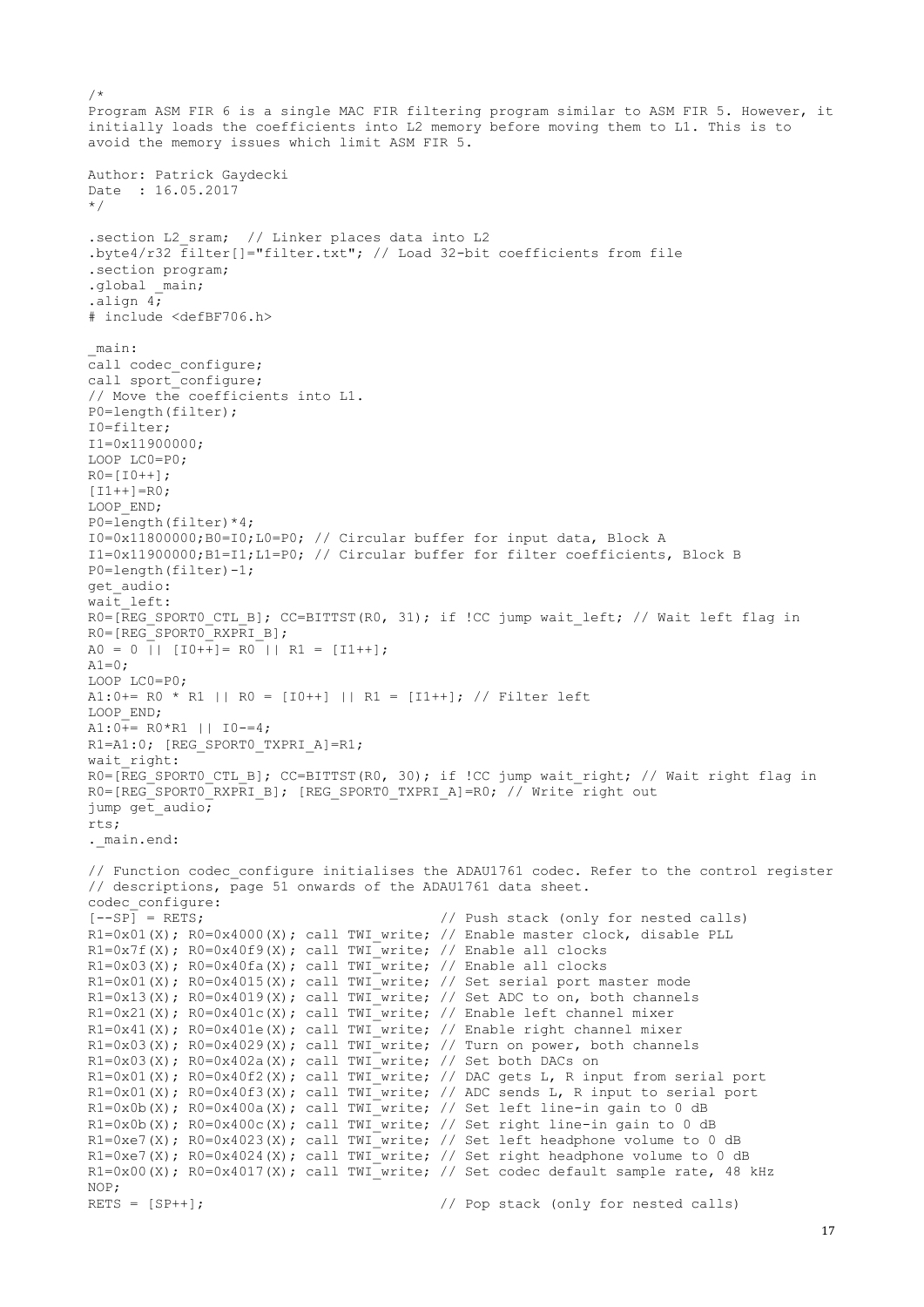```
/*
Program ASM FIR 6 is a single MAC FIR filtering program similar to ASM FIR 5. However, it
initially loads the coefficients into L2 memory before moving them to L1. This is to
avoid the memory issues which limit ASM FIR 5.

Author: Patrick Gaydecki
Date  : 16.05.2017
*/

.section L2_sram;  // Linker places data into L2
.byte4/r32 filter[]="filter.txt"; // Load 32-bit coefficients from file
.section program;
.global _main;
.align 4;
# include <defBF706.h>

_main:
call codec_configure;
call sport_configure;
// Move the coefficients into L1.
P0=length(filter);
I0=filter;
I1=0x11900000;
LOOP LC0=P0;
R0=[I0++];
[I1++]=R0;
LOOP_END;
P0=length(filter)*4;
I0=0x11800000;B0=I0;L0=P0; // Circular buffer for input data, Block A
I1=0x11900000;B1=I1;L1=P0; // Circular buffer for filter coefficients, Block B
P0=length(filter)-1;
get_audio:
wait_left:
R0=[REG_SPORT0_CTL_B]; CC=BITTST(R0, 31); if !CC jump wait_left; // Wait left flag in
R0=[REG_SPORT0_RXPRI_B];
A0 = 0 || [I0++]= R0 || R1 = [I1++];
A1=0;
LOOP LC0=P0;
A1:0+= R0 * R1 || R0 = [I0++] || R1 = [I1++]; // Filter left
LOOP_END;
A1:0+= R0*R1 || I0-=4;
R1=A1:0; [REG_SPORT0_TXPRI_A]=R1;
wait_right:
R0=[REG_SPORT0_CTL_B]; CC=BITTST(R0, 30); if !CC jump wait_right; // Wait right flag in
R0=[REG_SPORT0_RXPRI_B]; [REG_SPORT0_TXPRI_A]=R0; // Write right out
jump get_audio;
rts;
._main.end:

// Function codec_configure initialises the ADAU1761 codec. Refer to the control register
// descriptions, page 51 onwards of the ADAU1761 data sheet.
codec_configure:
[--SP] = RETS;                           // Push stack (only for nested calls)
R1=0x01(X); R0=0x4000(X); call TWI_write; // Enable master clock, disable PLL
R1=0x7f(X); R0=0x40f9(X); call TWI_write; // Enable all clocks
R1=0x03(X); R0=0x40fa(X); call TWI_write; // Enable all clocks
R1=0x01(X); R0=0x4015(X); call TWI_write; // Set serial port master mode
R1=0x13(X); R0=0x4019(X); call TWI_write; // Set ADC to on, both channels
R1=0x21(X); R0=0x401c(X); call TWI_write; // Enable left channel mixer
R1=0x41(X); R0=0x401e(X); call TWI_write; // Enable right channel mixer
R1=0x03(X); R0=0x4029(X); call TWI_write; // Turn on power, both channels
R1=0x03(X); R0=0x402a(X); call TWI_write; // Set both DACs on
R1=0x01(X); R0=0x40f2(X); call TWI_write; // DAC gets L, R input from serial port
R1=0x01(X); R0=0x40f3(X); call TWI_write; // ADC sends L, R input to serial port
R1=0x0b(X); R0=0x400a(X); call TWI_write; // Set left line-in gain to 0 dB
R1=0x0b(X); R0=0x400c(X); call TWI_write; // Set right line-in gain to 0 dB
R1=0xe7(X); R0=0x4023(X); call TWI_write; // Set left headphone volume to 0 dB
R1=0xe7(X); R0=0x4024(X); call TWI_write; // Set right headphone volume to 0 dB
R1=0x00(X); R0=0x4017(X); call TWI_write; // Set codec default sample rate, 48 kHz
NOP;
RETS = [SP++];                           // Pop stack (only for nested calls)
```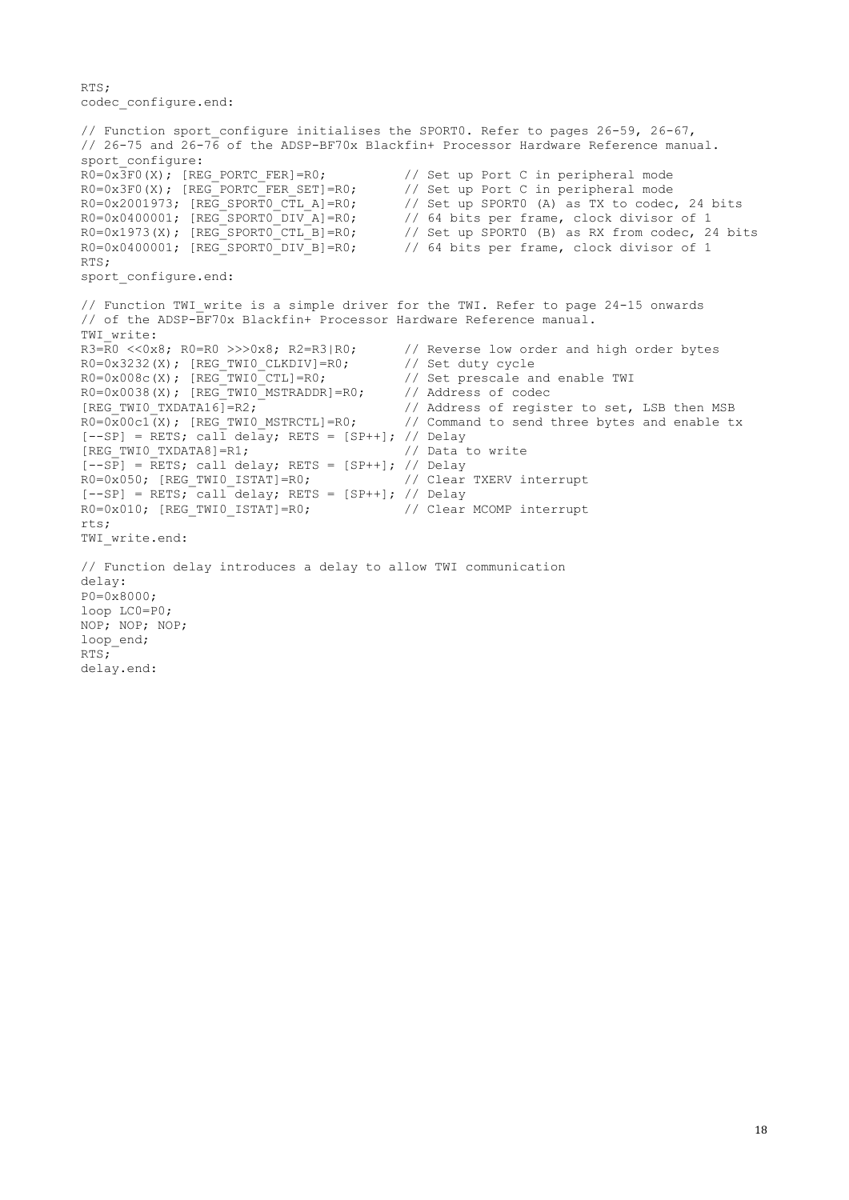```
RTS;
codec_configure.end:

// Function sport_configure initialises the SPORT0. Refer to pages 26-59, 26-67,
// 26-75 and 26-76 of the ADSP-BF70x Blackfin+ Processor Hardware Reference manual.
sport_configure:
R0=0x3F0(X); [REG_PORTC_FER]=R0;          // Set up Port C in peripheral mode
R0=0x3F0(X); [REG_PORTC_FER_SET]=R0;      // Set up Port C in peripheral mode
R0=0x2001973; [REG_SPORT0_CTL_A]=R0;      // Set up SPORT0 (A) as TX to codec, 24 bits
R0=0x0400001; [REG_SPORT0_DIV_A]=R0;      // 64 bits per frame, clock divisor of 1
R0=0x1973(X); [REG_SPORT0_CTL_B]=R0;      // Set up SPORT0 (B) as RX from codec, 24 bits
R0=0x0400001; [REG_SPORT0_DIV_B]=R0;      // 64 bits per frame, clock divisor of 1
RTS;
sport_configure.end:

// Function TWI_write is a simple driver for the TWI. Refer to page 24-15 onwards
// of the ADSP-BF70x Blackfin+ Processor Hardware Reference manual.
TWI_write:
R3=R0 <<0x8; R0=R0 >>>0x8; R2=R3|R0;      // Reverse low order and high order bytes
R0=0x3232(X); [REG_TWI0_CLKDIV]=R0;       // Set duty cycle
R0=0x008c(X); [REG_TWI0_CTL]=R0;          // Set prescale and enable TWI
R0=0x0038(X); [REG_TWI0_MSTRADDR]=R0;     // Address of codec
[REG_TWI0_TXDATA16]=R2;                   // Address of register to set, LSB then MSB
R0=0x00c1(X); [REG_TWI0_MSTRCTL]=R0;      // Command to send three bytes and enable tx
[--SP] = RETS; call delay; RETS = [SP++]; // Delay
[REG_TWI0_TXDATA8]=R1;                    // Data to write
[--SP] = RETS; call delay; RETS = [SP++]; // Delay
R0=0x050; [REG_TWI0_ISTAT]=R0;            // Clear TXERV interrupt
[--SP] = RETS; call delay; RETS = [SP++]; // Delay
R0=0x010; [REG_TWI0_ISTAT]=R0;            // Clear MCOMP interrupt
rts;
TWI_write.end:

// Function delay introduces a delay to allow TWI communication
delay:
P0=0x8000;
loop LC0=P0;
NOP; NOP; NOP;
loop_end;
RTS;
delay.end:
```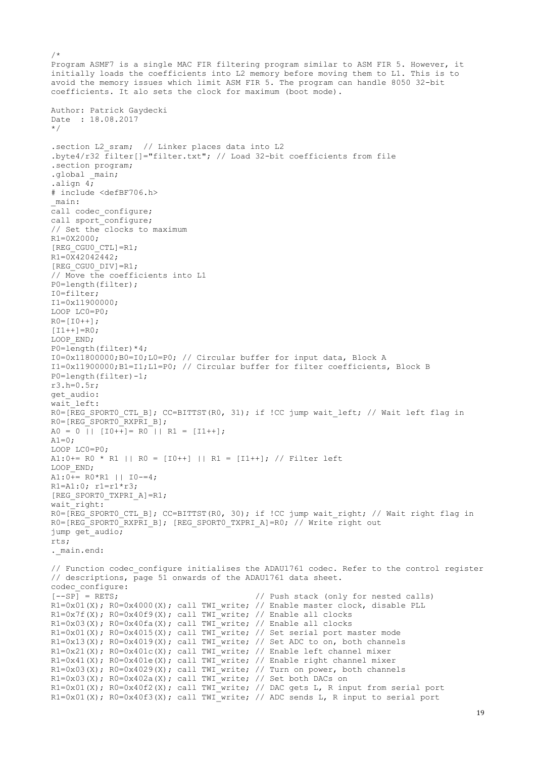```
/*
Program ASMF7 is a single MAC FIR filtering program similar to ASM FIR 5. However, it
initially loads the coefficients into L2 memory before moving them to L1. This is to
avoid the memory issues which limit ASM FIR 5. The program can handle 8050 32-bit
coefficients. It alo sets the clock for maximum (boot mode).

Author: Patrick Gaydecki
Date  : 18.08.2017
*/

.section L2_sram;  // Linker places data into L2
.byte4/r32 filter[]="filter.txt"; // Load 32-bit coefficients from file
.section program;
.global _main;
.align 4;
# include <defBF706.h>
_main:
call codec_configure;
call sport_configure;
// Set the clocks to maximum
R1=0X2000;
[REG_CGU0_CTL]=R1;
R1=0X42042442;
[REG_CGU0_DIV]=R1;
// Move the coefficients into L1
P0=length(filter);
I0=filter;
I1=0x11900000;
LOOP LC0=P0;
R0=[I0++];
[I1++]=R0;
LOOP_END;
P0=length(filter)*4;
I0=0x11800000;B0=I0;L0=P0; // Circular buffer for input data, Block A
I1=0x11900000;B1=I1;L1=P0; // Circular buffer for filter coefficients, Block B
P0=length(filter)-1;
r3.h=0.5r;
get_audio:
wait_left:
R0=[REG_SPORT0_CTL_B]; CC=BITTST(R0, 31); if !CC jump wait_left; // Wait left flag in
R0=[REG_SPORT0_RXPRI_B];
A0 = 0 || [I0++]= R0 || R1 = [I1++];
A1=0;
LOOP LC0=P0;
A1:0+= R0 * R1 || R0 = [I0++] || R1 = [I1++]; // Filter left
LOOP_END;
A1:0+= R0*R1 || I0-=4;
R1=A1:0; r1=r1*r3;
[REG_SPORT0_TXPRI_A]=R1;
wait_right:
R0=[REG_SPORT0_CTL_B]; CC=BITTST(R0, 30); if !CC jump wait_right; // Wait right flag in
R0=[REG_SPORT0_RXPRI_B]; [REG_SPORT0_TXPRI_A]=R0; // Write right out
jump get_audio;
rts;
._main.end:

// Function codec_configure initialises the ADAU1761 codec. Refer to the control register
// descriptions, page 51 onwards of the ADAU1761 data sheet.
codec_configure:
[--SP] = RETS;                          // Push stack (only for nested calls)
R1=0x01(X); R0=0x4000(X); call TWI_write; // Enable master clock, disable PLL
R1=0x7f(X); R0=0x40f9(X); call TWI_write; // Enable all clocks
R1=0x03(X); R0=0x40fa(X); call TWI_write; // Enable all clocks
R1=0x01(X); R0=0x4015(X); call TWI_write; // Set serial port master mode
R1=0x13(X); R0=0x4019(X); call TWI_write; // Set ADC to on, both channels
R1=0x21(X); R0=0x401c(X); call TWI_write; // Enable left channel mixer
R1=0x41(X); R0=0x401e(X); call TWI_write; // Enable right channel mixer
R1=0x03(X); R0=0x4029(X); call TWI_write; // Turn on power, both channels
R1=0x03(X); R0=0x402a(X); call TWI_write; // Set both DACs on
R1=0x01(X); R0=0x40f2(X); call TWI_write; // DAC gets L, R input from serial port
R1=0x01(X); R0=0x40f3(X); call TWI_write; // ADC sends L, R input to serial port
```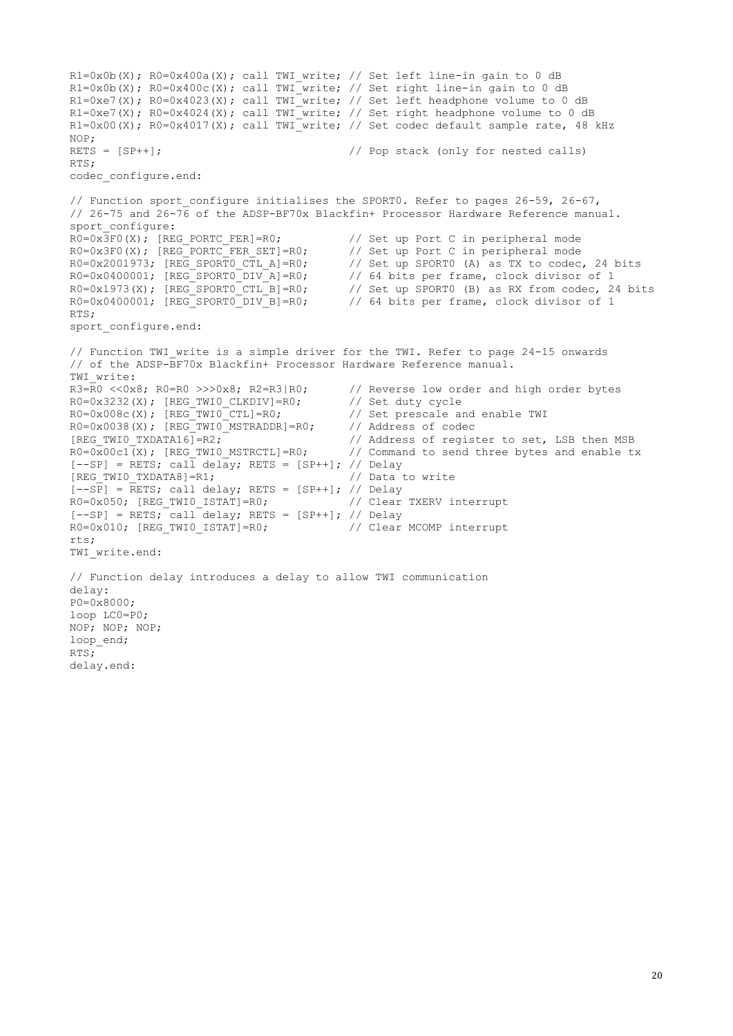```
R1=0x0b(X); R0=0x400a(X); call TWI_write; // Set left line-in gain to 0 dB
R1=0x0b(X); R0=0x400c(X); call TWI_write; // Set right line-in gain to 0 dB
R1=0xe7(X); R0=0x4023(X); call TWI_write; // Set left headphone volume to 0 dB
R1=0xe7(X); R0=0x4024(X); call TWI_write; // Set right headphone volume to 0 dB
R1=0x00(X); R0=0x4017(X); call TWI_write; // Set codec default sample rate, 48 kHz
NOP;
RETS = [SP++];                            // Pop stack (only for nested calls)
RTS;
codec_configure.end:

// Function sport_configure initialises the SPORT0. Refer to pages 26-59, 26-67,
// 26-75 and 26-76 of the ADSP-BF70x Blackfin+ Processor Hardware Reference manual.
sport_configure:
R0=0x3F0(X); [REG_PORTC_FER]=R0;          // Set up Port C in peripheral mode
R0=0x3F0(X); [REG_PORTC_FER_SET]=R0;      // Set up Port C in peripheral mode
R0=0x2001973; [REG_SPORT0_CTL_A]=R0;      // Set up SPORT0 (A) as TX to codec, 24 bits
R0=0x0400001; [REG_SPORT0_DIV_A]=R0;      // 64 bits per frame, clock divisor of 1
R0=0x1973(X); [REG_SPORT0_CTL_B]=R0;      // Set up SPORT0 (B) as RX from codec, 24 bits
R0=0x0400001; [REG_SPORT0_DIV_B]=R0;      // 64 bits per frame, clock divisor of 1
RTS;
sport_configure.end:

// Function TWI_write is a simple driver for the TWI. Refer to page 24-15 onwards
// of the ADSP-BF70x Blackfin+ Processor Hardware Reference manual.
TWI_write:
R3=R0 <<0x8; R0=R0 >>>0x8; R2=R3|R0;      // Reverse low order and high order bytes
R0=0x3232(X); [REG_TWI0_CLKDIV]=R0;       // Set duty cycle
R0=0x008c(X); [REG_TWI0_CTL]=R0;          // Set prescale and enable TWI
R0=0x0038(X); [REG_TWI0_MSTRADDR]=R0;     // Address of codec
[REG_TWI0_TXDATA16]=R2;                   // Address of register to set, LSB then MSB
R0=0x00c1(X); [REG_TWI0_MSTRCTL]=R0;      // Command to send three bytes and enable tx
[--SP] = RETS; call delay; RETS = [SP++]; // Delay
[REG_TWI0_TXDATA8]=R1;                    // Data to write
[--SP] = RETS; call delay; RETS = [SP++]; // Delay
R0=0x050; [REG_TWI0_ISTAT]=R0;            // Clear TXERV interrupt
[--SP] = RETS; call delay; RETS = [SP++]; // Delay
R0=0x010; [REG_TWI0_ISTAT]=R0;            // Clear MCOMP interrupt
rts;
TWI_write.end:

// Function delay introduces a delay to allow TWI communication
delay:
P0=0x8000;
loop LC0=P0;
NOP; NOP; NOP;
loop_end;
RTS;
delay.end:
```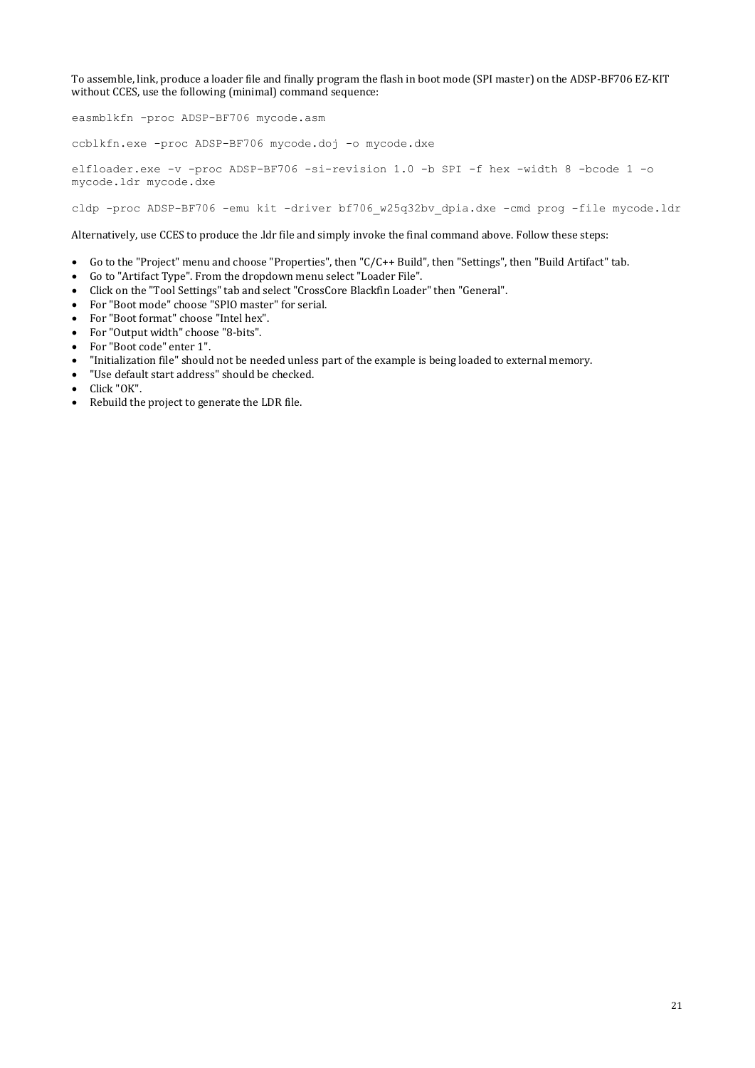To assemble, link, produce a loader file and finally program the flash in boot mode (SPI master) on the ADSP-BF706 EZ-KIT without CCES, use the following (minimal) command sequence:

```
easmblkfn -proc ADSP-BF706 mycode.asm

ccblkfn.exe -proc ADSP-BF706 mycode.doj -o mycode.dxe

elfloader.exe -v -proc ADSP-BF706 -si-revision 1.0 -b SPI -f hex -width 8 -bcode 1 -o mycode.ldr mycode.dxe

cldp -proc ADSP-BF706 -emu kit -driver bf706_w25q32bv_dpia.dxe -cmd prog -file mycode.ldr
```

Alternatively, use CCES to produce the .ldr file and simply invoke the final command above. Follow these steps:

- Go to the "Project" menu and choose "Properties", then "C/C++ Build", then "Settings", then "Build Artifact" tab.
- Go to "Artifact Type". From the dropdown menu select "Loader File".
- Click on the "Tool Settings" tab and select "CrossCore Blackfin Loader" then "General".
- For "Boot mode" choose "SPIO master" for serial.
- For "Boot format" choose "Intel hex".
- For "Output width" choose "8-bits".
- For "Boot code" enter 1".
- "Initialization file" should not be needed unless part of the example is being loaded to external memory.
- "Use default start address" should be checked.
- Click "OK".
- Rebuild the project to generate the LDR file.